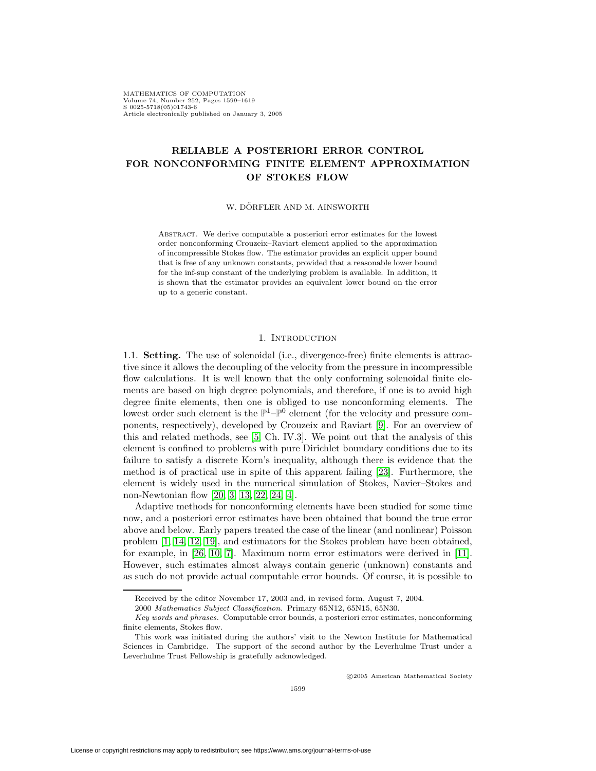# RELIABLE A POSTERIORI ERROR CONTROL FOR NONCONFORMING FINITE ELEMENT APPROXIMATION OF STOKES FLOW

W. DÖRFLER AND M. AINSWORTH

Abstract. We derive computable a posteriori error estimates for the lowest order nonconforming Crouzeix–Raviart element applied to the approximation of incompressible Stokes flow. The estimator provides an explicit upper bound that is free of any unknown constants, provided that a reasonable lower bound for the inf-sup constant of the underlying problem is available. In addition, it is shown that the estimator provides an equivalent lower bound on the error up to a generic constant.

## 1. Introduction

1.1. **Setting.** The use of solenoidal (i.e., divergence-free) finite elements is attractive since it allows the decoupling of the velocity from the pressure in incompressible flow calculations. It is well known that the only conforming solenoidal finite elements are based on high degree polynomials, and therefore, if one is to avoid high degree finite elements, then one is obliged to use nonconforming elements. The lowest order such element is the $\mathbb{P}^1$–$\mathbb{P}^0$ element (for the velocity and pressure components, respectively), developed by Crouzeix and Raviart [9]. For an overview of this and related methods, see [5, Ch. IV.3]. We point out that the analysis of this element is confined to problems with pure Dirichlet boundary conditions due to its failure to satisfy a discrete Korn's inequality, although there is evidence that the method is of practical use in spite of this apparent failing [23]. Furthermore, the element is widely used in the numerical simulation of Stokes, Navier–Stokes and non-Newtonian flow [20, 3, 13, 22, 24, 4].

Adaptive methods for nonconforming elements have been studied for some time now, and a posteriori error estimates have been obtained that bound the true error above and below. Early papers treated the case of the linear (and nonlinear) Poisson problem [1, 14, 12, 19], and estimators for the Stokes problem have been obtained, for example, in [26, 10, 7]. Maximum norm error estimators were derived in [11]. However, such estimates almost always contain generic (unknown) constants and as such do not provide actual computable error bounds. Of course, it is possible to

Received by the editor November 17, 2003 and, in revised form, August 7, 2004.

2000 *Mathematics Subject Classification.* Primary 65N12, 65N15, 65N30.

*Key words and phrases.* Computable error bounds, a posteriori error estimates, nonconforming finite elements, Stokes flow.

This work was initiated during the authors' visit to the Newton Institute for Mathematical Sciences in Cambridge. The support of the second author by the Leverhulme Trust under a Leverhulme Trust Fellowship is gratefully acknowledged.

©2005 American Mathematical Society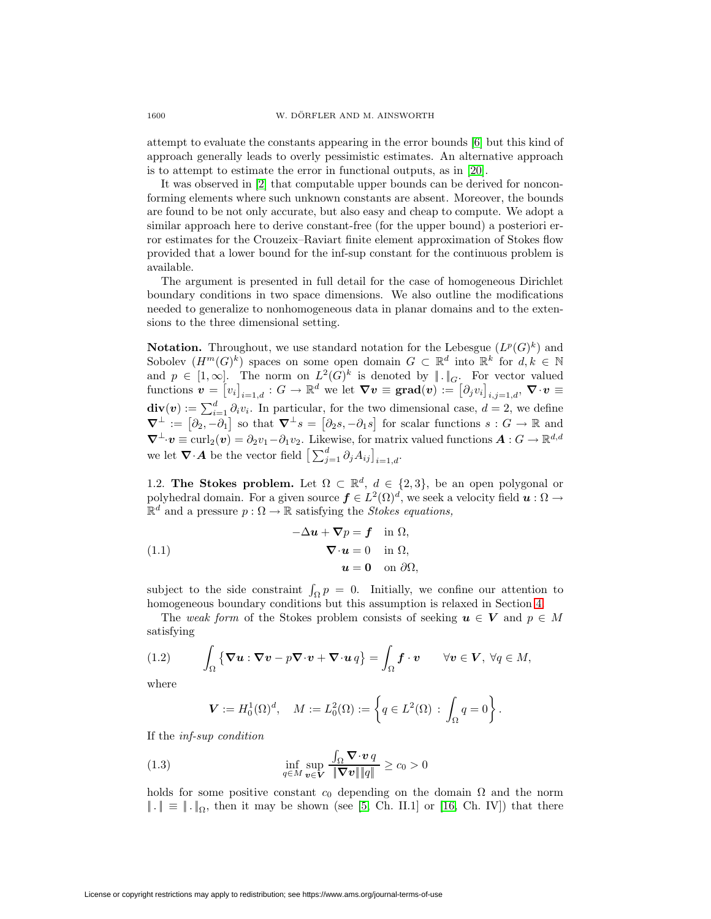attempt to evaluate the constants appearing in the error bounds [6] but this kind of approach generally leads to overly pessimistic estimates. An alternative approach is to attempt to estimate the error in functional outputs, as in [20].

It was observed in [2] that computable upper bounds can be derived for nonconforming elements where such unknown constants are absent. Moreover, the bounds are found to be not only accurate, but also easy and cheap to compute. We adopt a similar approach here to derive constant-free (for the upper bound) a posteriori error estimates for the Crouzeix–Raviart finite element approximation of Stokes flow provided that a lower bound for the inf-sup constant for the continuous problem is available.

The argument is presented in full detail for the case of homogeneous Dirichlet boundary conditions in two space dimensions. We also outline the modifications needed to generalize to nonhomogeneous data in planar domains and to the extensions to the three dimensional setting.

**Notation.** Throughout, we use standard notation for the Lebesgue ($L^p(G)^k$) and Sobolev ($H^m(G)^k$) spaces on some open domain $G \subset \mathbb{R}^d$ into $\mathbb{R}^k$ for $d, k \in \mathbb{N}$ and $p \in [1, \infty]$. The norm on $L^2(G)^k$ is denoted by $\|\,.\,\|_G$. For vector valued functions $\boldsymbol{v} = [v_i]_{i=1,d} : G \to \mathbb{R}^d$ we let $\boldsymbol{\nabla v} \equiv \mathbf{grad}(\boldsymbol{v}) := [\partial_j v_i]_{i,j=1,d}$, $\boldsymbol{\nabla}\cdot\boldsymbol{v} \equiv \mathbf{div}(\boldsymbol{v}) := \sum_{i=1}^d \partial_i v_i$. In particular, for the two dimensional case, $d = 2$, we define $\boldsymbol{\nabla}^\perp := [\partial_2, -\partial_1]$ so that $\boldsymbol{\nabla}^\perp s = [\partial_2 s, -\partial_1 s]$ for scalar functions $s : G \to \mathbb{R}$ and $\boldsymbol{\nabla}^\perp\cdot\boldsymbol{v} \equiv \mathrm{curl}_2(\boldsymbol{v}) = \partial_2 v_1 - \partial_1 v_2$. Likewise, for matrix valued functions $\boldsymbol{A} : G \to \mathbb{R}^{d,d}$ we let $\boldsymbol{\nabla}\cdot\boldsymbol{A}$ be the vector field $\left[\sum_{j=1}^d \partial_j A_{ij}\right]_{i=1,d}$.

1.2. **The Stokes problem.** Let $\Omega \subset \mathbb{R}^d$, $d \in \{2, 3\}$, be an open polygonal or polyhedral domain. For a given source $\boldsymbol{f} \in L^2(\Omega)^d$, we seek a velocity field $\boldsymbol{u} : \Omega \to \mathbb{R}^d$ and a pressure $p : \Omega \to \mathbb{R}$ satisfying the *Stokes equations,*

$$
\begin{aligned}
-\Delta \boldsymbol{u} + \boldsymbol{\nabla} p &= \boldsymbol{f} \quad \text{in } \Omega, \\
\boldsymbol{\nabla}\cdot\boldsymbol{u} &= 0 \quad \text{in } \Omega, \\
\boldsymbol{u} &= \boldsymbol{0} \quad \text{on } \partial\Omega,
\end{aligned}
\tag{1.1}
$$

subject to the side constraint $\int_\Omega p = 0$. Initially, we confine our attention to homogeneous boundary conditions but this assumption is relaxed in Section 4.

The *weak form* of the Stokes problem consists of seeking $\boldsymbol{u} \in \boldsymbol{V}$ and $p \in M$ satisfying

$$
\int_\Omega \left\{ \boldsymbol{\nabla u} : \boldsymbol{\nabla v} - p \boldsymbol{\nabla}\cdot\boldsymbol{v} + \boldsymbol{\nabla}\cdot\boldsymbol{u}\, q \right\} = \int_\Omega \boldsymbol{f}\cdot\boldsymbol{v} \qquad \forall \boldsymbol{v} \in \boldsymbol{V},\ \forall q \in M,
\tag{1.2}
$$

where

$$
\boldsymbol{V} := H_0^1(\Omega)^d, \quad M := L_0^2(\Omega) := \left\{ q \in L^2(\Omega) \,:\, \int_\Omega q = 0 \right\}.
$$

If the *inf-sup condition*

$$
\inf_{q \in M} \sup_{\boldsymbol{v} \in \boldsymbol{V}} \frac{\int_\Omega \boldsymbol{\nabla}\cdot\boldsymbol{v}\, q}{\|\boldsymbol{\nabla v}\| \|q\|} \geq c_0 > 0
\tag{1.3}
$$

holds for some positive constant $c_0$ depending on the domain $\Omega$ and the norm $\|\,.\,\| \equiv \|\,.\,\|_\Omega$, then it may be shown (see [5, Ch. II.1] or [16, Ch. IV]) that there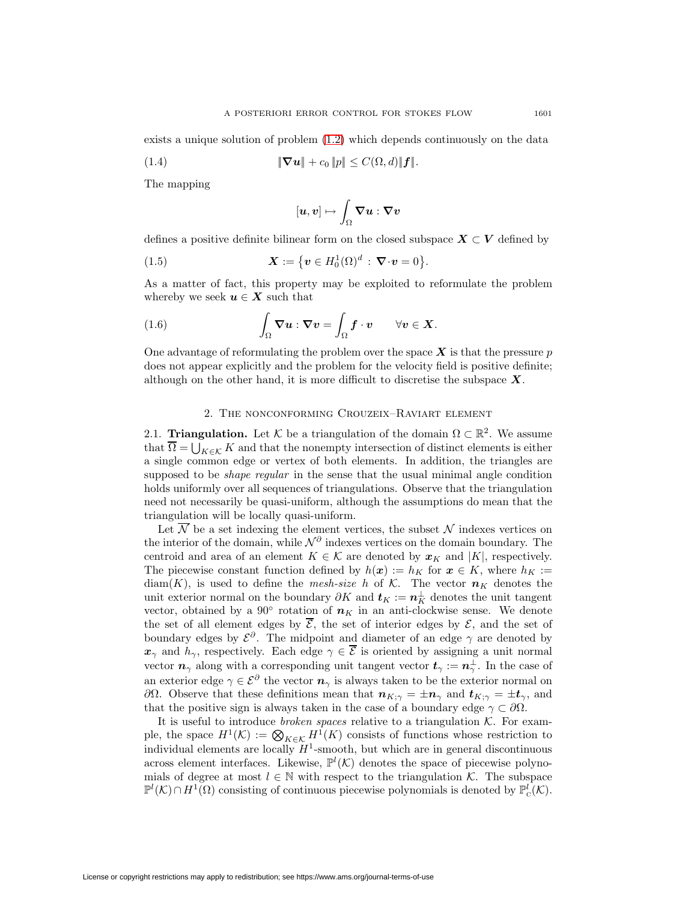exists a unique solution of problem (1.2) which depends continuously on the data

$$\|\boldsymbol{\nabla u}\| + c_0 \, \|p\| \le C(\Omega, d) \|\boldsymbol{f}\|. \tag{1.4}$$

The mapping

$$[\boldsymbol{u}, \boldsymbol{v}] \mapsto \int_\Omega \boldsymbol{\nabla u} : \boldsymbol{\nabla v}$$

defines a positive definite bilinear form on the closed subspace $\boldsymbol{X} \subset \boldsymbol{V}$ defined by

$$\boldsymbol{X} := \left\{ \boldsymbol{v} \in H_0^1(\Omega)^d \, : \, \boldsymbol{\nabla} \cdot \boldsymbol{v} = 0 \right\}. \tag{1.5}$$

As a matter of fact, this property may be exploited to reformulate the problem whereby we seek $\boldsymbol{u} \in \boldsymbol{X}$ such that

$$\int_\Omega \boldsymbol{\nabla u} : \boldsymbol{\nabla v} = \int_\Omega \boldsymbol{f} \cdot \boldsymbol{v} \qquad \forall \boldsymbol{v} \in \boldsymbol{X}. \tag{1.6}$$

One advantage of reformulating the problem over the space $\boldsymbol{X}$ is that the pressure $p$ does not appear explicitly and the problem for the velocity field is positive definite; although on the other hand, it is more difficult to discretise the subspace $\boldsymbol{X}$.

## 2. The nonconforming Crouzeix–Raviart element

2.1. **Triangulation.** Let $\mathcal{K}$ be a triangulation of the domain $\Omega \subset \mathbb{R}^2$. We assume that $\overline{\Omega} = \bigcup_{K \in \mathcal{K}} K$ and that the nonempty intersection of distinct elements is either a single common edge or vertex of both elements. In addition, the triangles are supposed to be *shape regular* in the sense that the usual minimal angle condition holds uniformly over all sequences of triangulations. Observe that the triangulation need not necessarily be quasi-uniform, although the assumptions do mean that the triangulation will be locally quasi-uniform.

Let $\overline{\mathcal{N}}$ be a set indexing the element vertices, the subset $\mathcal{N}$ indexes vertices on the interior of the domain, while $\mathcal{N}^\partial$ indexes vertices on the domain boundary. The centroid and area of an element $K \in \mathcal{K}$ are denoted by $\boldsymbol{x}_K$ and $|K|$, respectively. The piecewise constant function defined by $h(\boldsymbol{x}) := h_K$ for $\boldsymbol{x} \in K$, where $h_K := \operatorname{diam}(K)$, is used to define the *mesh-size* $h$ of $\mathcal{K}$. The vector $\boldsymbol{n}_K$ denotes the unit exterior normal on the boundary $\partial K$ and $\boldsymbol{t}_K := \boldsymbol{n}_K^\perp$ denotes the unit tangent vector, obtained by a $90°$ rotation of $\boldsymbol{n}_K$ in an anti-clockwise sense. We denote the set of all element edges by $\overline{\mathcal{E}}$, the set of interior edges by $\mathcal{E}$, and the set of boundary edges by $\mathcal{E}^\partial$. The midpoint and diameter of an edge $\gamma$ are denoted by $\boldsymbol{x}_\gamma$ and $h_\gamma$, respectively. Each edge $\gamma \in \overline{\mathcal{E}}$ is oriented by assigning a unit normal vector $\boldsymbol{n}_\gamma$ along with a corresponding unit tangent vector $\boldsymbol{t}_\gamma := \boldsymbol{n}_\gamma^\perp$. In the case of an exterior edge $\gamma \in \mathcal{E}^\partial$ the vector $\boldsymbol{n}_\gamma$ is always taken to be the exterior normal on $\partial\Omega$. Observe that these definitions mean that $\boldsymbol{n}_{K;\gamma} = \pm \boldsymbol{n}_\gamma$ and $\boldsymbol{t}_{K;\gamma} = \pm \boldsymbol{t}_\gamma$, and that the positive sign is always taken in the case of a boundary edge $\gamma \subset \partial\Omega$.

It is useful to introduce *broken spaces* relative to a triangulation $\mathcal{K}$. For example, the space $H^1(\mathcal{K}) := \bigotimes_{K \in \mathcal{K}} H^1(K)$ consists of functions whose restriction to individual elements are locally $H^1$-smooth, but which are in general discontinuous across element interfaces. Likewise, $\mathbb{P}^l(\mathcal{K})$ denotes the space of piecewise polynomials of degree at most $l \in \mathbb{N}$ with respect to the triangulation $\mathcal{K}$. The subspace $\mathbb{P}^l(\mathcal{K}) \cap H^1(\Omega)$ consisting of continuous piecewise polynomials is denoted by $\mathbb{P}^l_{\mathrm{c}}(\mathcal{K})$.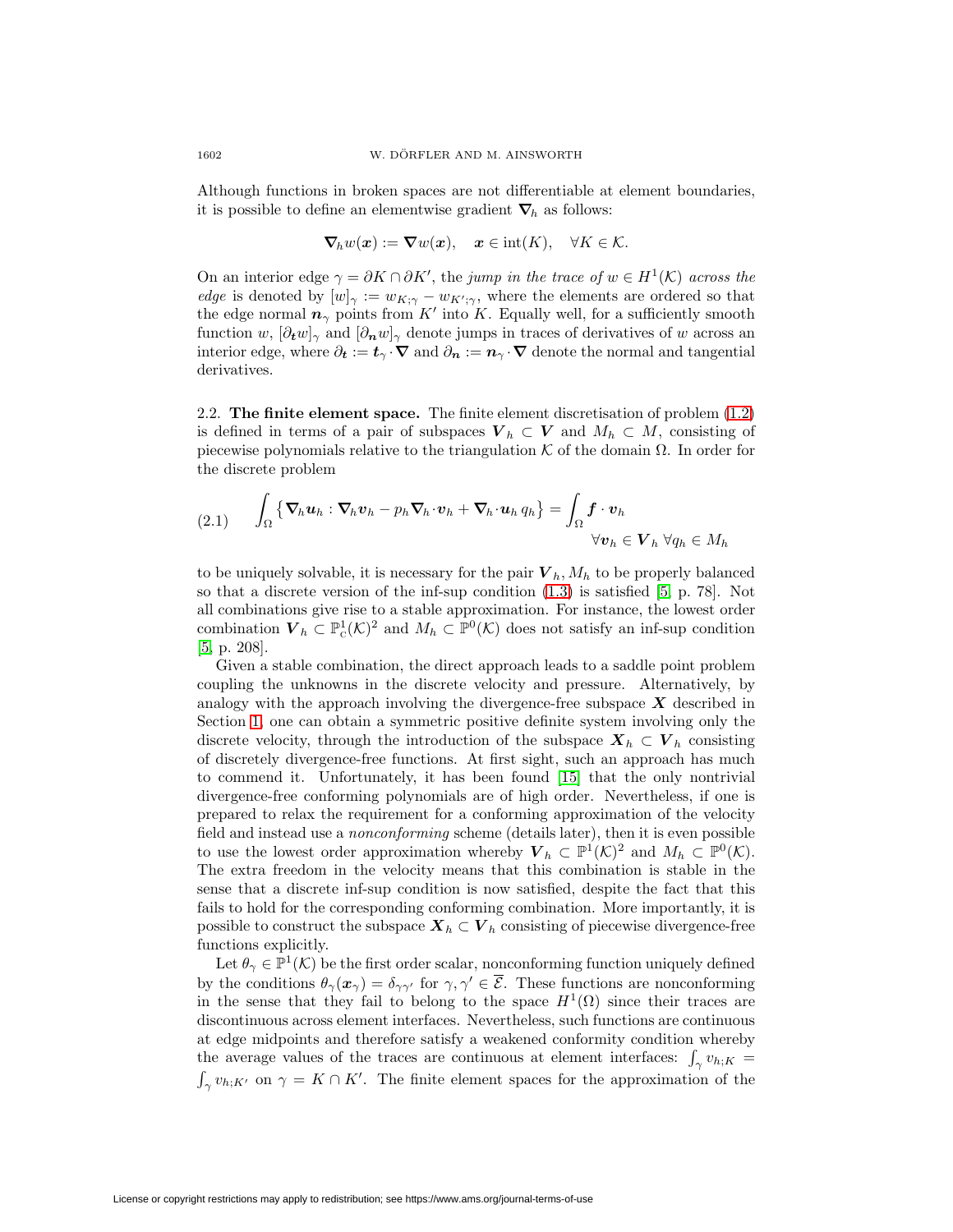Although functions in broken spaces are not differentiable at element boundaries, it is possible to define an elementwise gradient $\boldsymbol{\nabla}_h$ as follows:

$$\boldsymbol{\nabla}_h w(\boldsymbol{x}) := \boldsymbol{\nabla} w(\boldsymbol{x}), \quad \boldsymbol{x} \in \operatorname{int}(K), \quad \forall K \in \mathcal{K}.$$

On an interior edge $\gamma = \partial K \cap \partial K'$, the *jump in the trace of $w \in H^1(\mathcal{K})$ across the edge* is denoted by $[w]_\gamma := w_{K;\gamma} - w_{K';\gamma}$, where the elements are ordered so that the edge normal $\boldsymbol{n}_\gamma$ points from $K'$ into $K$. Equally well, for a sufficiently smooth function $w$, $[\partial_{\boldsymbol{t}} w]_\gamma$ and $[\partial_{\boldsymbol{n}} w]_\gamma$ denote jumps in traces of derivatives of $w$ across an interior edge, where $\partial_{\boldsymbol{t}} := \boldsymbol{t}_\gamma \cdot \boldsymbol{\nabla}$ and $\partial_{\boldsymbol{n}} := \boldsymbol{n}_\gamma \cdot \boldsymbol{\nabla}$ denote the normal and tangential derivatives.

2.2. **The finite element space.** The finite element discretisation of problem (1.2) is defined in terms of a pair of subspaces $\boldsymbol{V}_h \subset \boldsymbol{V}$ and $M_h \subset M$, consisting of piecewise polynomials relative to the triangulation $\mathcal{K}$ of the domain $\Omega$. In order for the discrete problem

$$\int_\Omega \left\{ \boldsymbol{\nabla}_h \boldsymbol{u}_h : \boldsymbol{\nabla}_h \boldsymbol{v}_h - p_h \boldsymbol{\nabla}_h \cdot \boldsymbol{v}_h + \boldsymbol{\nabla}_h \cdot \boldsymbol{u}_h \, q_h \right\} = \int_\Omega \boldsymbol{f} \cdot \boldsymbol{v}_h \qquad \forall \boldsymbol{v}_h \in \boldsymbol{V}_h \ \forall q_h \in M_h \tag{2.1}$$

to be uniquely solvable, it is necessary for the pair $\boldsymbol{V}_h, M_h$ to be properly balanced so that a discrete version of the inf-sup condition (1.3) is satisfied [5, p. 78]. Not all combinations give rise to a stable approximation. For instance, the lowest order combination $\boldsymbol{V}_h \subset \mathbb{P}^1_{\mathrm{c}}(\mathcal{K})^2$ and $M_h \subset \mathbb{P}^0(\mathcal{K})$ does not satisfy an inf-sup condition [5, p. 208].

Given a stable combination, the direct approach leads to a saddle point problem coupling the unknowns in the discrete velocity and pressure. Alternatively, by analogy with the approach involving the divergence-free subspace $\boldsymbol{X}$ described in Section 1, one can obtain a symmetric positive definite system involving only the discrete velocity, through the introduction of the subspace $\boldsymbol{X}_h \subset \boldsymbol{V}_h$ consisting of discretely divergence-free functions. At first sight, such an approach has much to commend it. Unfortunately, it has been found [15] that the only nontrivial divergence-free conforming polynomials are of high order. Nevertheless, if one is prepared to relax the requirement for a conforming approximation of the velocity field and instead use a *nonconforming* scheme (details later), then it is even possible to use the lowest order approximation whereby $\boldsymbol{V}_h \subset \mathbb{P}^1(\mathcal{K})^2$ and $M_h \subset \mathbb{P}^0(\mathcal{K})$. The extra freedom in the velocity means that this combination is stable in the sense that a discrete inf-sup condition is now satisfied, despite the fact that this fails to hold for the corresponding conforming combination. More importantly, it is possible to construct the subspace $\boldsymbol{X}_h \subset \boldsymbol{V}_h$ consisting of piecewise divergence-free functions explicitly.

Let $\theta_\gamma \in \mathbb{P}^1(\mathcal{K})$ be the first order scalar, nonconforming function uniquely defined by the conditions $\theta_\gamma(\boldsymbol{x}_\gamma) = \delta_{\gamma\gamma'}$ for $\gamma, \gamma' \in \overline{\mathcal{E}}$. These functions are nonconforming in the sense that they fail to belong to the space $H^1(\Omega)$ since their traces are discontinuous across element interfaces. Nevertheless, such functions are continuous at edge midpoints and therefore satisfy a weakened conformity condition whereby the average values of the traces are continuous at element interfaces: $\int_\gamma v_{h;K} = \int_\gamma v_{h;K'}$ on $\gamma = K \cap K'$. The finite element spaces for the approximation of the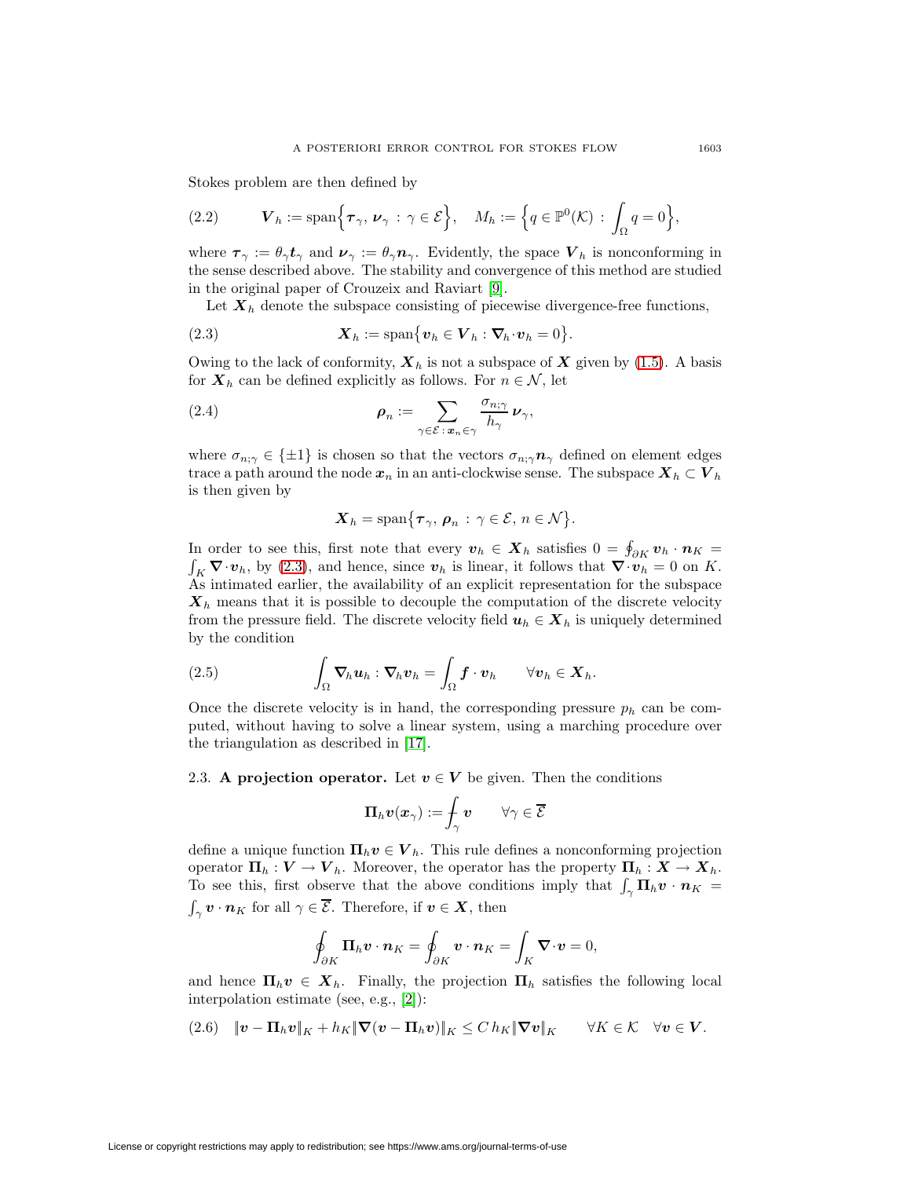Stokes problem are then defined by

$$\boldsymbol{V}_h := \operatorname{span}\Big\{\boldsymbol{\tau}_\gamma,\, \boldsymbol{\nu}_\gamma \,:\, \gamma \in \mathcal{E}\Big\}, \quad M_h := \Big\{q \in \mathbb{P}^0(\mathcal{K}) \,:\, \int_\Omega q = 0\Big\}, \tag{2.2}$$

where $\boldsymbol{\tau}_\gamma := \theta_\gamma \boldsymbol{t}_\gamma$ and $\boldsymbol{\nu}_\gamma := \theta_\gamma \boldsymbol{n}_\gamma$. Evidently, the space $\boldsymbol{V}_h$ is nonconforming in the sense described above. The stability and convergence of this method are studied in the original paper of Crouzeix and Raviart [9].

Let $\boldsymbol{X}_h$ denote the subspace consisting of piecewise divergence-free functions,

$$\boldsymbol{X}_h := \operatorname{span}\big\{\boldsymbol{v}_h \in \boldsymbol{V}_h : \boldsymbol{\nabla}_h \cdot \boldsymbol{v}_h = 0\big\}. \tag{2.3}$$

Owing to the lack of conformity, $\boldsymbol{X}_h$ is not a subspace of $\boldsymbol{X}$ given by (1.5). A basis for $\boldsymbol{X}_h$ can be defined explicitly as follows. For $n \in \mathcal{N}$, let

$$\boldsymbol{\rho}_n := \sum_{\gamma \in \mathcal{E}\,:\, \boldsymbol{x}_n \in \gamma} \frac{\sigma_{n;\gamma}}{h_\gamma}\, \boldsymbol{\nu}_\gamma, \tag{2.4}$$

where $\sigma_{n;\gamma} \in \{\pm 1\}$ is chosen so that the vectors $\sigma_{n;\gamma}\boldsymbol{n}_\gamma$ defined on element edges trace a path around the node $\boldsymbol{x}_n$ in an anti-clockwise sense. The subspace $\boldsymbol{X}_h \subset \boldsymbol{V}_h$ is then given by

$$\boldsymbol{X}_h = \operatorname{span}\big\{\boldsymbol{\tau}_\gamma,\, \boldsymbol{\rho}_n \,:\, \gamma \in \mathcal{E},\, n \in \mathcal{N}\big\}.$$

In order to see this, first note that every $\boldsymbol{v}_h \in \boldsymbol{X}_h$ satisfies $0 = \oint_{\partial K} \boldsymbol{v}_h \cdot \boldsymbol{n}_K = \int_K \boldsymbol{\nabla} \cdot \boldsymbol{v}_h$, by (2.3), and hence, since $\boldsymbol{v}_h$ is linear, it follows that $\boldsymbol{\nabla} \cdot \boldsymbol{v}_h = 0$ on $K$. As intimated earlier, the availability of an explicit representation for the subspace $\boldsymbol{X}_h$ means that it is possible to decouple the computation of the discrete velocity from the pressure field. The discrete velocity field $\boldsymbol{u}_h \in \boldsymbol{X}_h$ is uniquely determined by the condition

$$\int_\Omega \boldsymbol{\nabla}_h \boldsymbol{u}_h : \boldsymbol{\nabla}_h \boldsymbol{v}_h = \int_\Omega \boldsymbol{f} \cdot \boldsymbol{v}_h \qquad \forall \boldsymbol{v}_h \in \boldsymbol{X}_h. \tag{2.5}$$

Once the discrete velocity is in hand, the corresponding pressure $p_h$ can be computed, without having to solve a linear system, using a marching procedure over the triangulation as described in [17].

2.3. **A projection operator.** Let $\boldsymbol{v} \in \boldsymbol{V}$ be given. Then the conditions

$$\boldsymbol{\Pi}_h \boldsymbol{v}(\boldsymbol{x}_\gamma) := \fint_\gamma \boldsymbol{v} \qquad \forall \gamma \in \overline{\mathcal{E}}$$

define a unique function $\boldsymbol{\Pi}_h \boldsymbol{v} \in \boldsymbol{V}_h$. This rule defines a nonconforming projection operator $\boldsymbol{\Pi}_h : \boldsymbol{V} \to \boldsymbol{V}_h$. Moreover, the operator has the property $\boldsymbol{\Pi}_h : \boldsymbol{X} \to \boldsymbol{X}_h$. To see this, first observe that the above conditions imply that $\int_\gamma \boldsymbol{\Pi}_h \boldsymbol{v} \cdot \boldsymbol{n}_K = \int_\gamma \boldsymbol{v} \cdot \boldsymbol{n}_K$ for all $\gamma \in \overline{\mathcal{E}}$. Therefore, if $\boldsymbol{v} \in \boldsymbol{X}$, then

$$\oint_{\partial K} \boldsymbol{\Pi}_h \boldsymbol{v} \cdot \boldsymbol{n}_K = \oint_{\partial K} \boldsymbol{v} \cdot \boldsymbol{n}_K = \int_K \boldsymbol{\nabla} \cdot \boldsymbol{v} = 0,$$

and hence $\boldsymbol{\Pi}_h \boldsymbol{v} \in \boldsymbol{X}_h$. Finally, the projection $\boldsymbol{\Pi}_h$ satisfies the following local interpolation estimate (see, e.g., [2]):

$$\|\boldsymbol{v} - \boldsymbol{\Pi}_h \boldsymbol{v}\|_K + h_K \|\boldsymbol{\nabla}(\boldsymbol{v} - \boldsymbol{\Pi}_h \boldsymbol{v})\|_K \le C\, h_K \|\boldsymbol{\nabla} \boldsymbol{v}\|_K \qquad \forall K \in \mathcal{K} \quad \forall \boldsymbol{v} \in \boldsymbol{V}. \tag{2.6}$$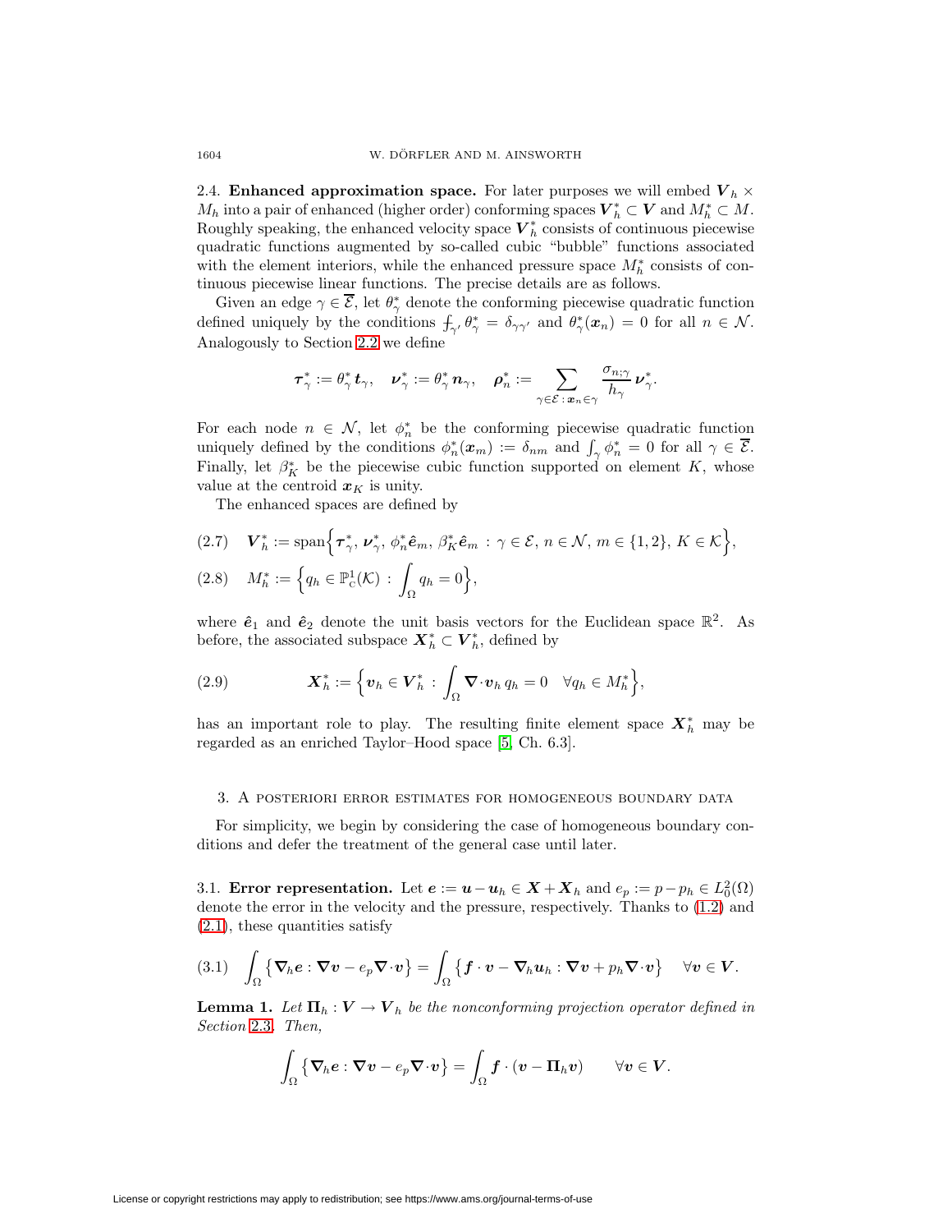**2.4. Enhanced approximation space.** For later purposes we will embed $\boldsymbol{V}_h \times M_h$ into a pair of enhanced (higher order) conforming spaces $\boldsymbol{V}_h^* \subset \boldsymbol{V}$ and $M_h^* \subset M$. Roughly speaking, the enhanced velocity space $\boldsymbol{V}_h^*$ consists of continuous piecewise quadratic functions augmented by so-called cubic "bubble" functions associated with the element interiors, while the enhanced pressure space $M_h^*$ consists of continuous piecewise linear functions. The precise details are as follows.

Given an edge $\gamma \in \overline{\mathcal{E}}$, let $\theta_\gamma^*$ denote the conforming piecewise quadratic function defined uniquely by the conditions $⨍_{\gamma'} \theta_\gamma^* = \delta_{\gamma\gamma'}$ and $\theta_\gamma^*(\boldsymbol{x}_n) = 0$ for all $n \in \mathcal{N}$. Analogously to Section 2.2 we define

$$\boldsymbol{\tau}_\gamma^* := \theta_\gamma^* \, \boldsymbol{t}_\gamma, \quad \boldsymbol{\nu}_\gamma^* := \theta_\gamma^* \, \boldsymbol{n}_\gamma, \quad \boldsymbol{\rho}_n^* := \sum_{\gamma \in \mathcal{E} \,:\, \boldsymbol{x}_n \in \gamma} \frac{\sigma_{n;\gamma}}{h_\gamma} \boldsymbol{\nu}_\gamma^*.$$

For each node $n \in \mathcal{N}$, let $\phi_n^*$ be the conforming piecewise quadratic function uniquely defined by the conditions $\phi_n^*(\boldsymbol{x}_m) := \delta_{nm}$ and $\int_\gamma \phi_n^* = 0$ for all $\gamma \in \overline{\mathcal{E}}$. Finally, let $\beta_K^*$ be the piecewise cubic function supported on element $K$, whose value at the centroid $\boldsymbol{x}_K$ is unity.

The enhanced spaces are defined by

$$\boldsymbol{V}_h^* := \operatorname{span}\Big\{ \boldsymbol{\tau}_\gamma^*, \, \boldsymbol{\nu}_\gamma^*, \, \phi_n^* \hat{\boldsymbol{e}}_m, \, \beta_K^* \hat{\boldsymbol{e}}_m \,:\, \gamma \in \mathcal{E}, \, n \in \mathcal{N}, \, m \in \{1, 2\}, \, K \in \mathcal{K} \Big\}, \tag{2.7}$$

$$M_h^* := \Big\{ q_h \in \mathbb{P}_{\mathrm{C}}^1(\mathcal{K}) \,:\, \int_\Omega q_h = 0 \Big\}, \tag{2.8}$$

where $\hat{\boldsymbol{e}}_1$ and $\hat{\boldsymbol{e}}_2$ denote the unit basis vectors for the Euclidean space $\mathbb{R}^2$. As before, the associated subspace $\boldsymbol{X}_h^* \subset \boldsymbol{V}_h^*$, defined by

$$\boldsymbol{X}_h^* := \Big\{ \boldsymbol{v}_h \in \boldsymbol{V}_h^* \,:\, \int_\Omega \boldsymbol{\nabla} \cdot \boldsymbol{v}_h \, q_h = 0 \quad \forall q_h \in M_h^* \Big\}, \tag{2.9}$$

has an important role to play. The resulting finite element space $\boldsymbol{X}_h^*$ may be regarded as an enriched Taylor–Hood space [5, Ch. 6.3].

## 3. A posteriori error estimates for homogeneous boundary data

For simplicity, we begin by considering the case of homogeneous boundary conditions and defer the treatment of the general case until later.

**3.1. Error representation.** Let $\boldsymbol{e} := \boldsymbol{u} - \boldsymbol{u}_h \in \boldsymbol{X} + \boldsymbol{X}_h$ and $e_p := p - p_h \in L_0^2(\Omega)$ denote the error in the velocity and the pressure, respectively. Thanks to (1.2) and (2.1), these quantities satisfy

$$\int_\Omega \big\{ \boldsymbol{\nabla}_h \boldsymbol{e} : \boldsymbol{\nabla} \boldsymbol{v} - e_p \boldsymbol{\nabla} \cdot \boldsymbol{v} \big\} = \int_\Omega \big\{ \boldsymbol{f} \cdot \boldsymbol{v} - \boldsymbol{\nabla}_h \boldsymbol{u}_h : \boldsymbol{\nabla} \boldsymbol{v} + p_h \boldsymbol{\nabla} \cdot \boldsymbol{v} \big\} \quad \forall \boldsymbol{v} \in \boldsymbol{V}. \tag{3.1}$$

**Lemma 1.** *Let $\boldsymbol{\Pi}_h : \boldsymbol{V} \to \boldsymbol{V}_h$ be the nonconforming projection operator defined in Section 2.3. Then,*

$$\int_\Omega \big\{ \boldsymbol{\nabla}_h \boldsymbol{e} : \boldsymbol{\nabla} \boldsymbol{v} - e_p \boldsymbol{\nabla} \cdot \boldsymbol{v} \big\} = \int_\Omega \boldsymbol{f} \cdot (\boldsymbol{v} - \boldsymbol{\Pi}_h \boldsymbol{v}) \qquad \forall \boldsymbol{v} \in \boldsymbol{V}.$$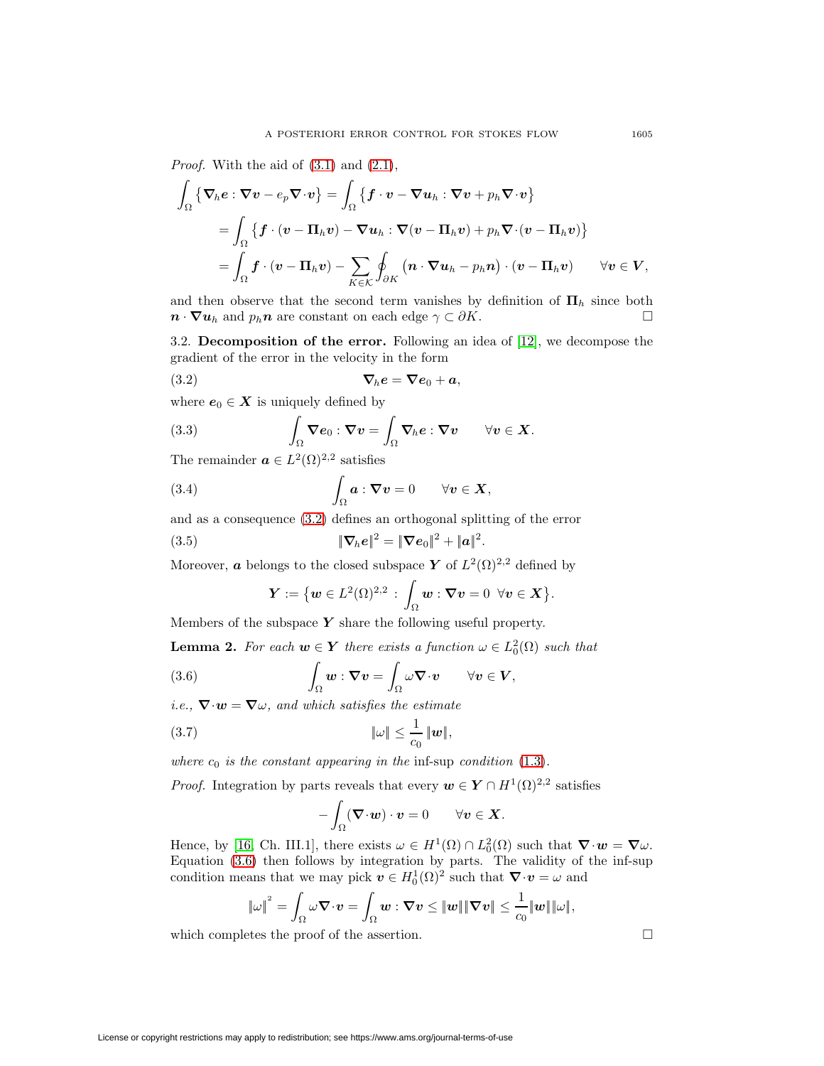*Proof.* With the aid of (3.1) and (2.1),

$$\begin{aligned}
\int_\Omega \{\boldsymbol{\nabla}_h \boldsymbol{e} : \boldsymbol{\nabla} \boldsymbol{v} - e_p \boldsymbol{\nabla}\cdot \boldsymbol{v}\} &= \int_\Omega \{\boldsymbol{f}\cdot\boldsymbol{v} - \boldsymbol{\nabla}\boldsymbol{u}_h : \boldsymbol{\nabla}\boldsymbol{v} + p_h \boldsymbol{\nabla}\cdot\boldsymbol{v}\} \\
&= \int_\Omega \{\boldsymbol{f}\cdot(\boldsymbol{v} - \boldsymbol{\Pi}_h\boldsymbol{v}) - \boldsymbol{\nabla}\boldsymbol{u}_h : \boldsymbol{\nabla}(\boldsymbol{v} - \boldsymbol{\Pi}_h\boldsymbol{v}) + p_h \boldsymbol{\nabla}\cdot(\boldsymbol{v} - \boldsymbol{\Pi}_h\boldsymbol{v})\} \\
&= \int_\Omega \boldsymbol{f}\cdot(\boldsymbol{v} - \boldsymbol{\Pi}_h\boldsymbol{v}) - \sum_{K\in\mathcal{K}} \oint_{\partial K} (\boldsymbol{n}\cdot\boldsymbol{\nabla}\boldsymbol{u}_h - p_h\boldsymbol{n})\cdot(\boldsymbol{v} - \boldsymbol{\Pi}_h\boldsymbol{v}) \qquad \forall \boldsymbol{v}\in\boldsymbol{V},
\end{aligned}$$

and then observe that the second term vanishes by definition of $\boldsymbol{\Pi}_h$ since both $\boldsymbol{n}\cdot\boldsymbol{\nabla}\boldsymbol{u}_h$ and $p_h\boldsymbol{n}$ are constant on each edge $\gamma\subset\partial K$. $\square$

3.2. **Decomposition of the error.** Following an idea of [12], we decompose the gradient of the error in the velocity in the form

$$\boldsymbol{\nabla}_h \boldsymbol{e} = \boldsymbol{\nabla}\boldsymbol{e}_0 + \boldsymbol{a}, \tag{3.2}$$

where $\boldsymbol{e}_0 \in \boldsymbol{X}$ is uniquely defined by

$$\int_\Omega \boldsymbol{\nabla}\boldsymbol{e}_0 : \boldsymbol{\nabla}\boldsymbol{v} = \int_\Omega \boldsymbol{\nabla}_h\boldsymbol{e} : \boldsymbol{\nabla}\boldsymbol{v} \qquad \forall \boldsymbol{v}\in\boldsymbol{X}. \tag{3.3}$$

The remainder $\boldsymbol{a}\in L^2(\Omega)^{2,2}$ satisfies

$$\int_\Omega \boldsymbol{a} : \boldsymbol{\nabla}\boldsymbol{v} = 0 \qquad \forall \boldsymbol{v}\in\boldsymbol{X}, \tag{3.4}$$

and as a consequence (3.2) defines an orthogonal splitting of the error

$$\|\boldsymbol{\nabla}_h\boldsymbol{e}\|^2 = \|\boldsymbol{\nabla}\boldsymbol{e}_0\|^2 + \|\boldsymbol{a}\|^2. \tag{3.5}$$

Moreover, $\boldsymbol{a}$ belongs to the closed subspace $\boldsymbol{Y}$ of $L^2(\Omega)^{2,2}$ defined by

$$\boldsymbol{Y} := \big\{\boldsymbol{w}\in L^2(\Omega)^{2,2} : \int_\Omega \boldsymbol{w} : \boldsymbol{\nabla}\boldsymbol{v} = 0 \ \ \forall \boldsymbol{v}\in\boldsymbol{X}\big\}.$$

Members of the subspace $\boldsymbol{Y}$ share the following useful property.

**Lemma 2.** *For each $\boldsymbol{w}\in\boldsymbol{Y}$ there exists a function $\omega\in L^2_0(\Omega)$ such that*

$$\int_\Omega \boldsymbol{w} : \boldsymbol{\nabla}\boldsymbol{v} = \int_\Omega \omega\boldsymbol{\nabla}\cdot\boldsymbol{v} \qquad \forall \boldsymbol{v}\in\boldsymbol{V}, \tag{3.6}$$

*i.e., $\boldsymbol{\nabla}\cdot\boldsymbol{w} = \boldsymbol{\nabla}\omega$, and which satisfies the estimate*

$$\|\omega\| \le \frac{1}{c_0}\|\boldsymbol{w}\|, \tag{3.7}$$

*where $c_0$ is the constant appearing in the* inf-sup *condition* (1.3).

*Proof.* Integration by parts reveals that every $\boldsymbol{w}\in\boldsymbol{Y}\cap H^1(\Omega)^{2,2}$ satisfies

$$-\int_\Omega (\boldsymbol{\nabla}\cdot\boldsymbol{w})\cdot\boldsymbol{v} = 0 \qquad \forall \boldsymbol{v}\in\boldsymbol{X}.$$

Hence, by [16, Ch. III.1], there exists $\omega\in H^1(\Omega)\cap L^2_0(\Omega)$ such that $\boldsymbol{\nabla}\cdot\boldsymbol{w} = \boldsymbol{\nabla}\omega$. Equation (3.6) then follows by integration by parts. The validity of the inf-sup condition means that we may pick $\boldsymbol{v}\in H^1_0(\Omega)^2$ such that $\boldsymbol{\nabla}\cdot\boldsymbol{v} = \omega$ and

$$\|\omega\|^2 = \int_\Omega \omega\boldsymbol{\nabla}\cdot\boldsymbol{v} = \int_\Omega \boldsymbol{w} : \boldsymbol{\nabla}\boldsymbol{v} \le \|\boldsymbol{w}\|\|\boldsymbol{\nabla}\boldsymbol{v}\| \le \frac{1}{c_0}\|\boldsymbol{w}\|\|\omega\|,$$

which completes the proof of the assertion. $\square$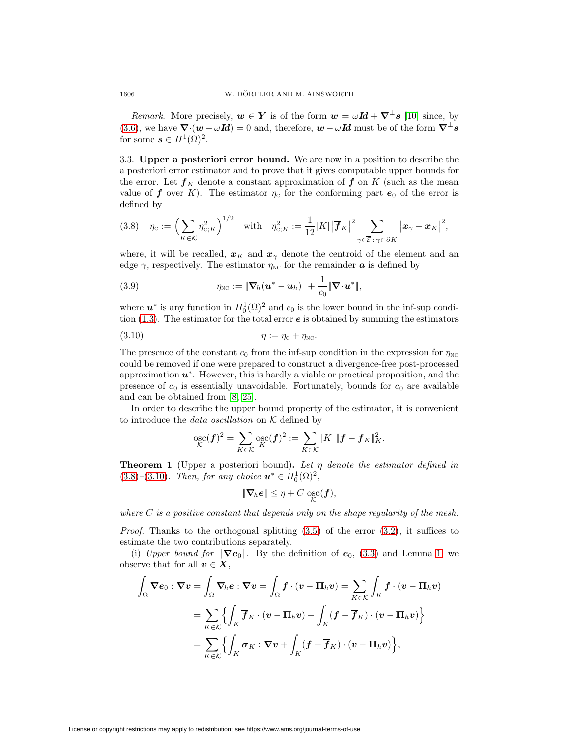*Remark.* More precisely, $\boldsymbol{w} \in \boldsymbol{Y}$ is of the form $\boldsymbol{w} = \omega \boldsymbol{Id} + \boldsymbol{\nabla}^{\perp} \boldsymbol{s}$ [10] since, by (3.6), we have $\boldsymbol{\nabla} \cdot (\boldsymbol{w} - \omega \boldsymbol{Id}) = 0$ and, therefore, $\boldsymbol{w} - \omega \boldsymbol{Id}$ must be of the form $\boldsymbol{\nabla}^{\perp} \boldsymbol{s}$ for some $\boldsymbol{s} \in H^1(\Omega)^2$.

3.3. **Upper a posteriori error bound.** We are now in a position to describe the a posteriori error estimator and to prove that it gives computable upper bounds for the error. Let $\overline{\boldsymbol{f}}_K$ denote a constant approximation of $\boldsymbol{f}$ on $K$ (such as the mean value of $\boldsymbol{f}$ over $K$). The estimator $\eta_{\mathrm{C}}$ for the conforming part $\boldsymbol{e}_0$ of the error is defined by

$$\eta_{\mathrm{C}} := \Big( \sum_{K \in \mathcal{K}} \eta_{\mathrm{C};K}^2 \Big)^{1/2} \quad \text{with} \quad \eta_{\mathrm{C};K}^2 := \frac{1}{12} |K| \left| \overline{\boldsymbol{f}}_K \right|^2 \sum_{\gamma \in \overline{\mathcal{E}} \,:\, \gamma \subset \partial K} \left| \boldsymbol{x}_\gamma - \boldsymbol{x}_K \right|^2, \tag{3.8}$$

where, it will be recalled, $\boldsymbol{x}_K$ and $\boldsymbol{x}_\gamma$ denote the centroid of the element and an edge $\gamma$, respectively. The estimator $\eta_{\mathrm{NC}}$ for the remainder $\boldsymbol{a}$ is defined by

$$\eta_{\mathrm{NC}} := \| \boldsymbol{\nabla}_h (\boldsymbol{u}^* - \boldsymbol{u}_h) \| + \frac{1}{c_0} \| \boldsymbol{\nabla} \cdot \boldsymbol{u}^* \|, \tag{3.9}$$

where $\boldsymbol{u}^*$ is any function in $H_0^1(\Omega)^2$ and $c_0$ is the lower bound in the inf-sup condition (1.3). The estimator for the total error $\boldsymbol{e}$ is obtained by summing the estimators

$$\eta := \eta_{\mathrm{C}} + \eta_{\mathrm{NC}}. \tag{3.10}$$

The presence of the constant $c_0$ from the inf-sup condition in the expression for $\eta_{\mathrm{NC}}$ could be removed if one were prepared to construct a divergence-free post-processed approximation $\boldsymbol{u}^*$. However, this is hardly a viable or practical proposition, and the presence of $c_0$ is essentially unavoidable. Fortunately, bounds for $c_0$ are available and can be obtained from [8, 25].

In order to describe the upper bound property of the estimator, it is convenient to introduce the *data oscillation* on $\mathcal{K}$ defined by

$$\operatorname*{osc}_{\mathcal{K}}(\boldsymbol{f})^2 = \sum_{K \in \mathcal{K}} \operatorname*{osc}_K(\boldsymbol{f})^2 := \sum_{K \in \mathcal{K}} |K| \, \| \boldsymbol{f} - \overline{\boldsymbol{f}}_K \|_K^2.$$

**Theorem 1** (Upper a posteriori bound)**.** *Let $\eta$ denote the estimator defined in (3.8)–(3.10). Then, for any choice $\boldsymbol{u}^* \in H_0^1(\Omega)^2$,*

$$\| \boldsymbol{\nabla}_h \boldsymbol{e} \| \le \eta + C \operatorname*{osc}_{\mathcal{K}}(\boldsymbol{f}),$$

*where $C$ is a positive constant that depends only on the shape regularity of the mesh.*

*Proof.* Thanks to the orthogonal splitting (3.5) of the error (3.2), it suffices to estimate the two contributions separately.

(i) *Upper bound for $\| \boldsymbol{\nabla} \boldsymbol{e}_0 \|$.* By the definition of $\boldsymbol{e}_0$, (3.3) and Lemma 1, we observe that for all $\boldsymbol{v} \in \boldsymbol{X}$,

$$\begin{aligned}
\int_\Omega \boldsymbol{\nabla} \boldsymbol{e}_0 : \boldsymbol{\nabla} \boldsymbol{v} &= \int_\Omega \boldsymbol{\nabla}_h \boldsymbol{e} : \boldsymbol{\nabla} \boldsymbol{v} = \int_\Omega \boldsymbol{f} \cdot (\boldsymbol{v} - \boldsymbol{\Pi}_h \boldsymbol{v}) = \sum_{K \in \mathcal{K}} \int_K \boldsymbol{f} \cdot (\boldsymbol{v} - \boldsymbol{\Pi}_h \boldsymbol{v}) \\
&= \sum_{K \in \mathcal{K}} \Big\{ \int_K \overline{\boldsymbol{f}}_K \cdot (\boldsymbol{v} - \boldsymbol{\Pi}_h \boldsymbol{v}) + \int_K (\boldsymbol{f} - \overline{\boldsymbol{f}}_K) \cdot (\boldsymbol{v} - \boldsymbol{\Pi}_h \boldsymbol{v}) \Big\} \\
&= \sum_{K \in \mathcal{K}} \Big\{ \int_K \boldsymbol{\sigma}_K : \boldsymbol{\nabla} \boldsymbol{v} + \int_K (\boldsymbol{f} - \overline{\boldsymbol{f}}_K) \cdot (\boldsymbol{v} - \boldsymbol{\Pi}_h \boldsymbol{v}) \Big\},
\end{aligned}$$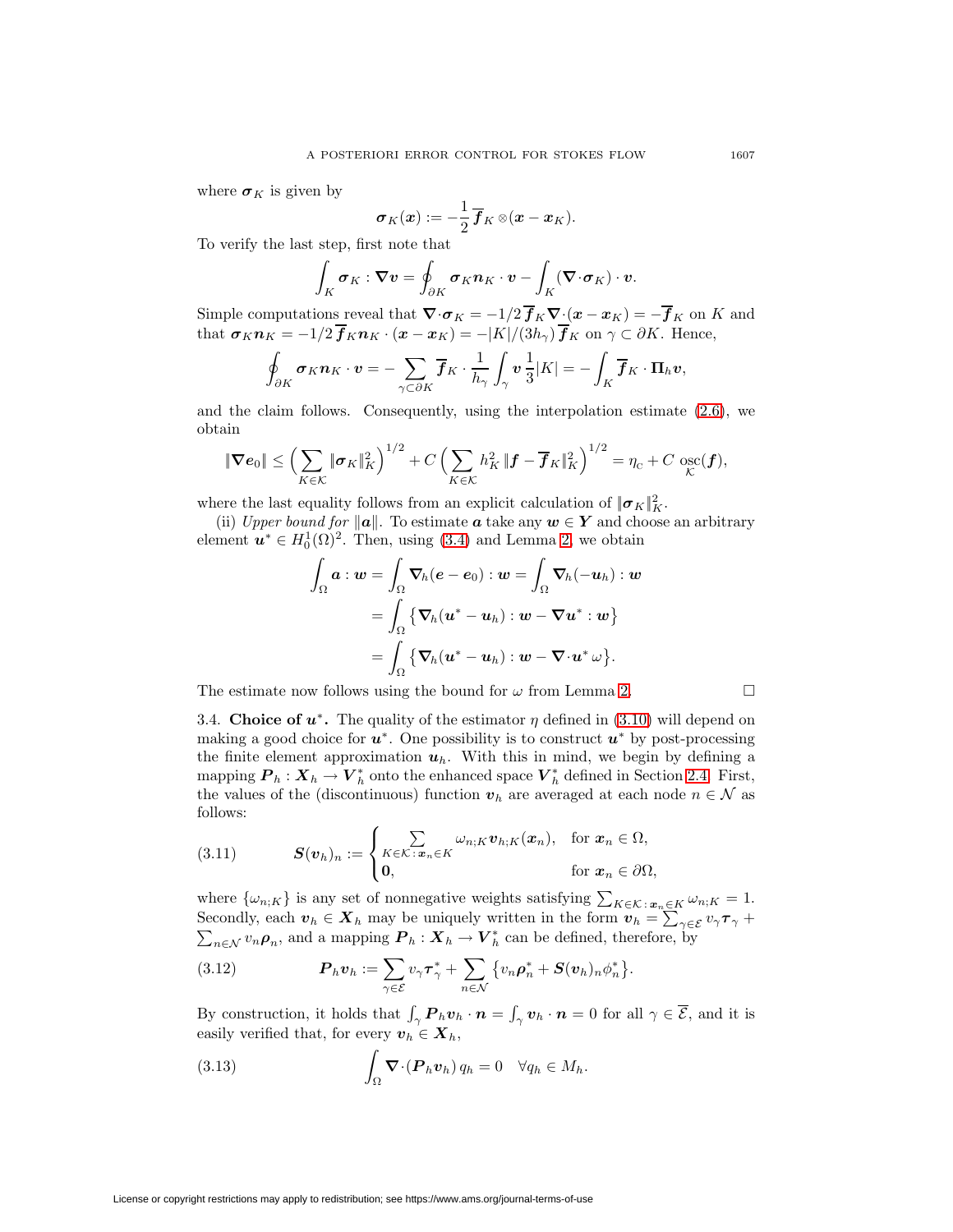where $\boldsymbol{\sigma}_K$ is given by

$$\boldsymbol{\sigma}_K(\boldsymbol{x}) := -\frac{1}{2}\,\overline{\boldsymbol{f}}_K \otimes (\boldsymbol{x} - \boldsymbol{x}_K).$$

To verify the last step, first note that

$$\int_K \boldsymbol{\sigma}_K : \boldsymbol{\nabla}\boldsymbol{v} = \oint_{\partial K} \boldsymbol{\sigma}_K \boldsymbol{n}_K \cdot \boldsymbol{v} - \int_K (\boldsymbol{\nabla}\cdot\boldsymbol{\sigma}_K)\cdot \boldsymbol{v}.$$

Simple computations reveal that $\boldsymbol{\nabla}\cdot\boldsymbol{\sigma}_K = -1/2\,\overline{\boldsymbol{f}}_K \boldsymbol{\nabla}\cdot(\boldsymbol{x} - \boldsymbol{x}_K) = -\overline{\boldsymbol{f}}_K$ on $K$ and that $\boldsymbol{\sigma}_K \boldsymbol{n}_K = -1/2\,\overline{\boldsymbol{f}}_K \boldsymbol{n}_K \cdot (\boldsymbol{x} - \boldsymbol{x}_K) = -|K|/(3h_\gamma)\,\overline{\boldsymbol{f}}_K$ on $\gamma \subset \partial K$. Hence,

$$\oint_{\partial K} \boldsymbol{\sigma}_K \boldsymbol{n}_K \cdot \boldsymbol{v} = -\sum_{\gamma\subset\partial K} \overline{\boldsymbol{f}}_K \cdot \frac{1}{h_\gamma}\int_\gamma \boldsymbol{v}\,\frac{1}{3}|K| = -\int_K \overline{\boldsymbol{f}}_K \cdot \boldsymbol{\Pi}_h \boldsymbol{v},$$

and the claim follows. Consequently, using the interpolation estimate (2.6), we obtain

$$\|\boldsymbol{\nabla}\boldsymbol{e}_0\| \le \Big(\sum_{K\in\mathcal{K}} \|\boldsymbol{\sigma}_K\|_K^2\Big)^{1/2} + C\,\Big(\sum_{K\in\mathcal{K}} h_K^2\,\|\boldsymbol{f} - \overline{\boldsymbol{f}}_K\|_K^2\Big)^{1/2} = \eta_{\mathrm{C}} + C\,\operatorname*{osc}_{\mathcal{K}}(\boldsymbol{f}),$$

where the last equality follows from an explicit calculation of $\|\boldsymbol{\sigma}_K\|_K^2$.

(ii) *Upper bound for* $\|\boldsymbol{a}\|$. To estimate $\boldsymbol{a}$ take any $\boldsymbol{w} \in \boldsymbol{Y}$ and choose an arbitrary element $\boldsymbol{u}^* \in H_0^1(\Omega)^2$. Then, using (3.4) and Lemma 2, we obtain

$$\begin{aligned}
\int_\Omega \boldsymbol{a} : \boldsymbol{w} &= \int_\Omega \boldsymbol{\nabla}_h(\boldsymbol{e} - \boldsymbol{e}_0) : \boldsymbol{w} = \int_\Omega \boldsymbol{\nabla}_h(-\boldsymbol{u}_h) : \boldsymbol{w}\\
&= \int_\Omega \big\{\boldsymbol{\nabla}_h(\boldsymbol{u}^* - \boldsymbol{u}_h) : \boldsymbol{w} - \boldsymbol{\nabla}\boldsymbol{u}^* : \boldsymbol{w}\big\}\\
&= \int_\Omega \big\{\boldsymbol{\nabla}_h(\boldsymbol{u}^* - \boldsymbol{u}_h) : \boldsymbol{w} - \boldsymbol{\nabla}\cdot\boldsymbol{u}^*\,\omega\big\}.
\end{aligned}$$

The estimate now follows using the bound for $\omega$ from Lemma 2. $\square$

3.4. **Choice of $\boldsymbol{u}^*$.** The quality of the estimator $\eta$ defined in (3.10) will depend on making a good choice for $\boldsymbol{u}^*$. One possibility is to construct $\boldsymbol{u}^*$ by post-processing the finite element approximation $\boldsymbol{u}_h$. With this in mind, we begin by defining a mapping $\boldsymbol{P}_h : \boldsymbol{X}_h \to \boldsymbol{V}_h^*$ onto the enhanced space $\boldsymbol{V}_h^*$ defined in Section 2.4. First, the values of the (discontinuous) function $\boldsymbol{v}_h$ are averaged at each node $n \in \mathcal{N}$ as follows:

$$\boldsymbol{S}(\boldsymbol{v}_h)_n := \begin{cases} \sum_{K\in\mathcal{K}\,:\,\boldsymbol{x}_n\in K} \omega_{n;K}\boldsymbol{v}_{h;K}(\boldsymbol{x}_n), & \text{for } \boldsymbol{x}_n \in \Omega,\\ \boldsymbol{0}, & \text{for } \boldsymbol{x}_n \in \partial\Omega, \end{cases} \tag{3.11}$$

where $\{\omega_{n;K}\}$ is any set of nonnegative weights satisfying $\sum_{K\in\mathcal{K}\,:\,\boldsymbol{x}_n\in K}\omega_{n;K} = 1$. Secondly, each $\boldsymbol{v}_h \in \boldsymbol{X}_h$ may be uniquely written in the form $\boldsymbol{v}_h = \sum_{\gamma\in\mathcal{E}} v_\gamma \boldsymbol{\tau}_\gamma + \sum_{n\in\mathcal{N}} v_n \boldsymbol{\rho}_n$, and a mapping $\boldsymbol{P}_h : \boldsymbol{X}_h \to \boldsymbol{V}_h^*$ can be defined, therefore, by

$$\boldsymbol{P}_h\boldsymbol{v}_h := \sum_{\gamma\in\mathcal{E}} v_\gamma \boldsymbol{\tau}_\gamma^* + \sum_{n\in\mathcal{N}} \big\{v_n\boldsymbol{\rho}_n^* + \boldsymbol{S}(\boldsymbol{v}_h)_n\phi_n^*\big\}. \tag{3.12}$$

By construction, it holds that $\int_\gamma \boldsymbol{P}_h\boldsymbol{v}_h\cdot\boldsymbol{n} = \int_\gamma \boldsymbol{v}_h\cdot\boldsymbol{n} = 0$ for all $\gamma \in \overline{\mathcal{E}}$, and it is easily verified that, for every $\boldsymbol{v}_h \in \boldsymbol{X}_h$,

$$\int_\Omega \boldsymbol{\nabla}\cdot(\boldsymbol{P}_h\boldsymbol{v}_h)\,q_h = 0 \quad \forall q_h \in M_h. \tag{3.13}$$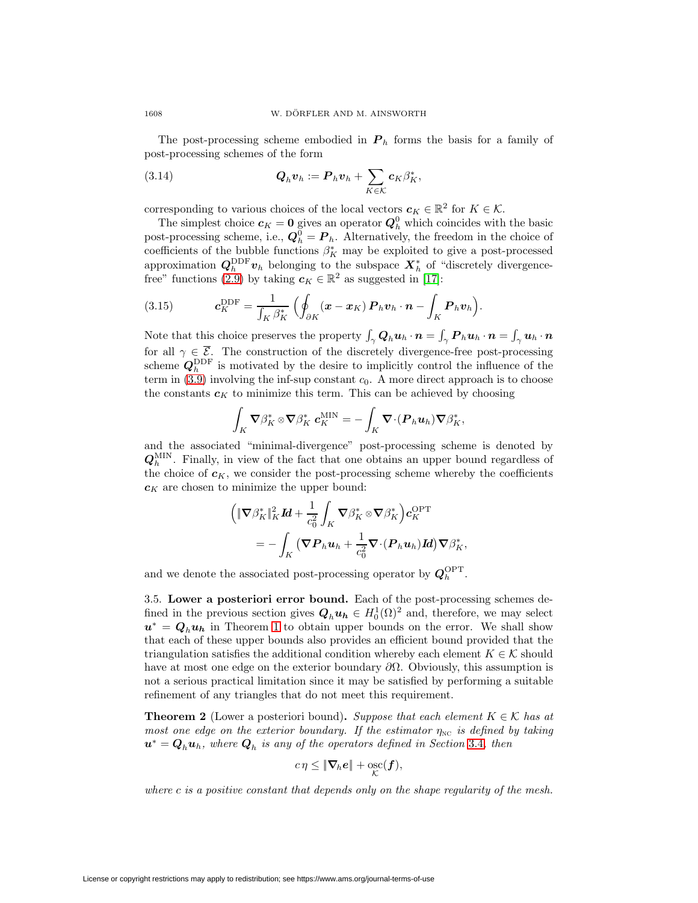The post-processing scheme embodied in $\boldsymbol{P}_h$ forms the basis for a family of post-processing schemes of the form

$$\boldsymbol{Q}_h \boldsymbol{v}_h := \boldsymbol{P}_h \boldsymbol{v}_h + \sum_{K \in \mathcal{K}} \boldsymbol{c}_K \beta_K^*, \tag{3.14}$$

corresponding to various choices of the local vectors $\boldsymbol{c}_K \in \mathbb{R}^2$ for $K \in \mathcal{K}$.

The simplest choice $\boldsymbol{c}_K = \mathbf{0}$ gives an operator $\boldsymbol{Q}_h^0$ which coincides with the basic post-processing scheme, i.e., $\boldsymbol{Q}_h^0 = \boldsymbol{P}_h$. Alternatively, the freedom in the choice of coefficients of the bubble functions $\beta_K^*$ may be exploited to give a post-processed approximation $\boldsymbol{Q}_h^{\mathrm{DDF}} \boldsymbol{v}_h$ belonging to the subspace $\boldsymbol{X}_h^*$ of "discretely divergence-free" functions (2.9) by taking $\boldsymbol{c}_K \in \mathbb{R}^2$ as suggested in [17]:

$$\boldsymbol{c}_K^{\mathrm{DDF}} = \frac{1}{\int_K \beta_K^*} \left( \oint_{\partial K} (\boldsymbol{x} - \boldsymbol{x}_K)\, \boldsymbol{P}_h \boldsymbol{v}_h \cdot \boldsymbol{n} - \int_K \boldsymbol{P}_h \boldsymbol{v}_h \right). \tag{3.15}$$

Note that this choice preserves the property $\int_\gamma \boldsymbol{Q}_h \boldsymbol{u}_h \cdot \boldsymbol{n} = \int_\gamma \boldsymbol{P}_h \boldsymbol{u}_h \cdot \boldsymbol{n} = \int_\gamma \boldsymbol{u}_h \cdot \boldsymbol{n}$ for all $\gamma \in \overline{\mathcal{E}}$. The construction of the discretely divergence-free post-processing scheme $\boldsymbol{Q}_h^{\mathrm{DDF}}$ is motivated by the desire to implicitly control the influence of the term in (3.9) involving the inf-sup constant $c_0$. A more direct approach is to choose the constants $\boldsymbol{c}_K$ to minimize this term. This can be achieved by choosing

$$\int_K \boldsymbol{\nabla} \beta_K^* \otimes \boldsymbol{\nabla} \beta_K^* \; \boldsymbol{c}_K^{\mathrm{MIN}} = -\int_K \boldsymbol{\nabla} \cdot (\boldsymbol{P}_h \boldsymbol{u}_h) \boldsymbol{\nabla} \beta_K^*,$$

and the associated "minimal-divergence" post-processing scheme is denoted by $\boldsymbol{Q}_h^{\mathrm{MIN}}$. Finally, in view of the fact that one obtains an upper bound regardless of the choice of $\boldsymbol{c}_K$, we consider the post-processing scheme whereby the coefficients $\boldsymbol{c}_K$ are chosen to minimize the upper bound:

$$\begin{aligned}
&\Big( \|\boldsymbol{\nabla} \beta_K^*\|_K^2 \boldsymbol{Id} + \frac{1}{c_0^2} \int_K \boldsymbol{\nabla} \beta_K^* \otimes \boldsymbol{\nabla} \beta_K^* \Big) \boldsymbol{c}_K^{\mathrm{OPT}} \\
&\qquad = -\int_K \big( \boldsymbol{\nabla} \boldsymbol{P}_h \boldsymbol{u}_h + \frac{1}{c_0^2} \boldsymbol{\nabla} \cdot (\boldsymbol{P}_h \boldsymbol{u}_h) \boldsymbol{Id} \big) \boldsymbol{\nabla} \beta_K^*,
\end{aligned}$$

and we denote the associated post-processing operator by $\boldsymbol{Q}_h^{\mathrm{OPT}}$.

### 3.5. Lower a posteriori error bound.

Each of the post-processing schemes defined in the previous section gives $\boldsymbol{Q}_h \boldsymbol{u}_h \in H_0^1(\Omega)^2$ and, therefore, we may select $\boldsymbol{u}^* = \boldsymbol{Q}_h \boldsymbol{u}_h$ in Theorem 1 to obtain upper bounds on the error. We shall show that each of these upper bounds also provides an efficient bound provided that the triangulation satisfies the additional condition whereby each element $K \in \mathcal{K}$ should have at most one edge on the exterior boundary $\partial\Omega$. Obviously, this assumption is not a serious practical limitation since it may be satisfied by performing a suitable refinement of any triangles that do not meet this requirement.

**Theorem 2** (Lower a posteriori bound)**.** *Suppose that each element $K \in \mathcal{K}$ has at most one edge on the exterior boundary. If the estimator $\eta_{\mathrm{NC}}$ is defined by taking $\boldsymbol{u}^* = \boldsymbol{Q}_h \boldsymbol{u}_h$, where $\boldsymbol{Q}_h$ is any of the operators defined in Section 3.4, then*

$$c\,\eta \leq \|\boldsymbol{\nabla}_h \boldsymbol{e}\| + \operatorname*{osc}_{\mathcal{K}}(\boldsymbol{f}),$$

*where $c$ is a positive constant that depends only on the shape regularity of the mesh.*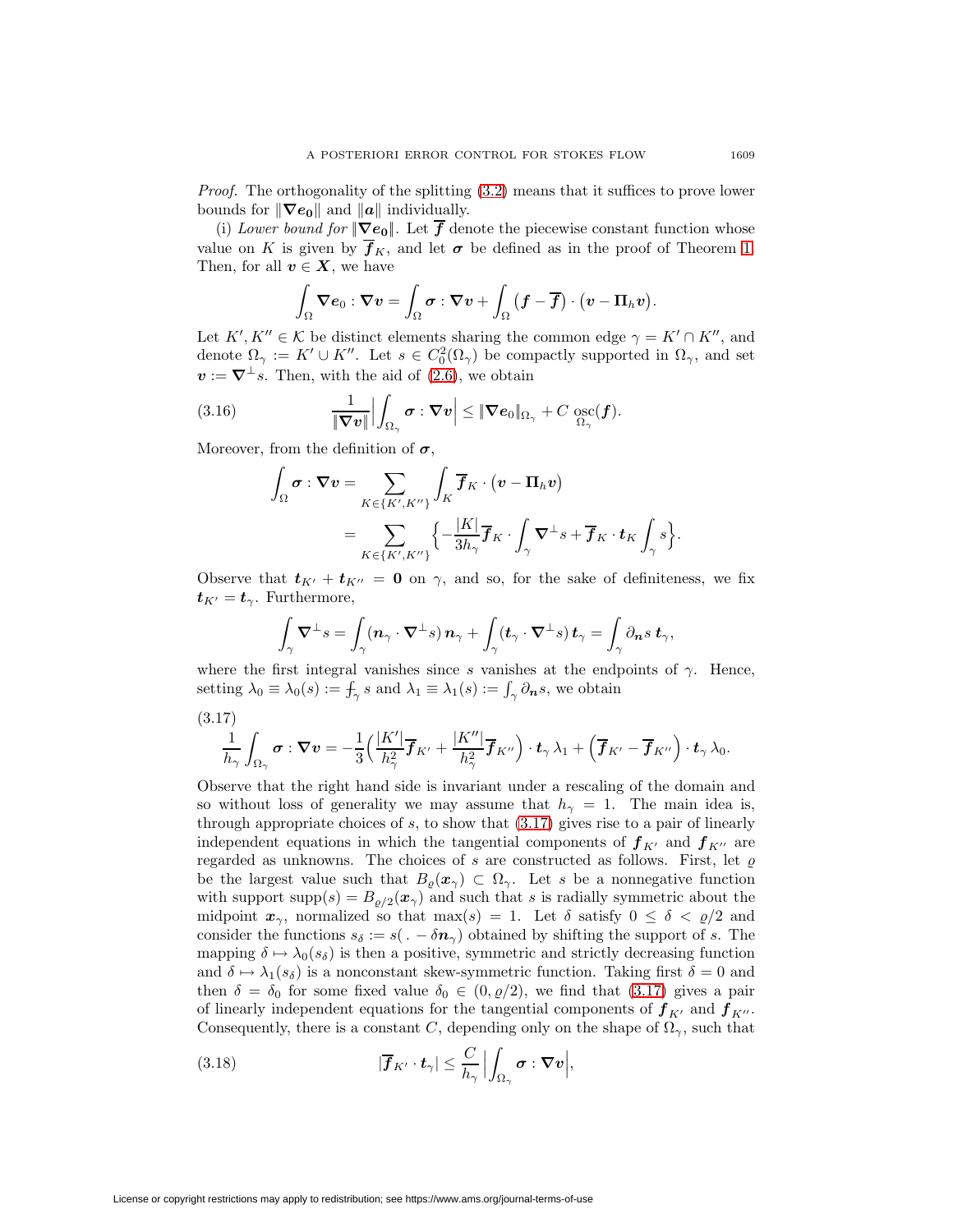*Proof.* The orthogonality of the splitting (3.2) means that it suffices to prove lower bounds for $\|\boldsymbol{\nabla e_0}\|$ and $\|\boldsymbol{a}\|$ individually.

(i) *Lower bound for* $\|\boldsymbol{\nabla e_0}\|$. Let $\overline{\boldsymbol{f}}$ denote the piecewise constant function whose value on $K$ is given by $\overline{\boldsymbol{f}}_K$, and let $\boldsymbol{\sigma}$ be defined as in the proof of Theorem 1. Then, for all $\boldsymbol{v} \in \boldsymbol{X}$, we have

$$\int_\Omega \boldsymbol{\nabla} \boldsymbol{e}_0 : \boldsymbol{\nabla v} = \int_\Omega \boldsymbol{\sigma} : \boldsymbol{\nabla v} + \int_\Omega \big(\boldsymbol{f} - \overline{\boldsymbol{f}}\big) \cdot \big(\boldsymbol{v} - \boldsymbol{\Pi}_h \boldsymbol{v}\big).$$

Let $K', K'' \in \mathcal{K}$ be distinct elements sharing the common edge $\gamma = K' \cap K''$, and denote $\Omega_\gamma := K' \cup K''$. Let $s \in C_0^2(\Omega_\gamma)$ be compactly supported in $\Omega_\gamma$, and set $\boldsymbol{v} := \boldsymbol{\nabla}^\perp s$. Then, with the aid of (2.6), we obtain

$$\frac{1}{\|\boldsymbol{\nabla v}\|}\Big| \int_{\Omega_\gamma} \boldsymbol{\sigma} : \boldsymbol{\nabla v} \Big| \leq \|\boldsymbol{\nabla} \boldsymbol{e}_0\|_{\Omega_\gamma} + C \operatorname*{osc}_{\Omega_\gamma}(\boldsymbol{f}). \tag{3.16}$$

Moreover, from the definition of $\boldsymbol{\sigma}$,

$$\begin{aligned}
\int_\Omega \boldsymbol{\sigma} : \boldsymbol{\nabla v} &= \sum_{K \in \{K', K''\}} \int_K \overline{\boldsymbol{f}}_K \cdot \big(\boldsymbol{v} - \boldsymbol{\Pi}_h \boldsymbol{v}\big) \\
&= \sum_{K \in \{K', K''\}} \Big\{ -\frac{|K|}{3h_\gamma} \overline{\boldsymbol{f}}_K \cdot \int_\gamma \boldsymbol{\nabla}^\perp s + \overline{\boldsymbol{f}}_K \cdot \boldsymbol{t}_K \int_\gamma s \Big\}.
\end{aligned}$$

Observe that $\boldsymbol{t}_{K'} + \boldsymbol{t}_{K''} = \boldsymbol{0}$ on $\gamma$, and so, for the sake of definiteness, we fix $\boldsymbol{t}_{K'} = \boldsymbol{t}_\gamma$. Furthermore,

$$\int_\gamma \boldsymbol{\nabla}^\perp s = \int_\gamma (\boldsymbol{n}_\gamma \cdot \boldsymbol{\nabla}^\perp s)\, \boldsymbol{n}_\gamma + \int_\gamma (\boldsymbol{t}_\gamma \cdot \boldsymbol{\nabla}^\perp s)\, \boldsymbol{t}_\gamma = \int_\gamma \partial_{\boldsymbol{n}} s \, \boldsymbol{t}_\gamma,$$

where the first integral vanishes since $s$ vanishes at the endpoints of $\gamma$. Hence, setting $\lambda_0 \equiv \lambda_0(s) := \fint_\gamma s$ and $\lambda_1 \equiv \lambda_1(s) := \int_\gamma \partial_{\boldsymbol{n}} s$, we obtain

$$\frac{1}{h_\gamma} \int_{\Omega_\gamma} \boldsymbol{\sigma} : \boldsymbol{\nabla v} = -\frac{1}{3}\Big( \frac{|K'|}{h_\gamma^2} \overline{\boldsymbol{f}}_{K'} + \frac{|K''|}{h_\gamma^2} \overline{\boldsymbol{f}}_{K''} \Big) \cdot \boldsymbol{t}_\gamma \, \lambda_1 + \Big( \overline{\boldsymbol{f}}_{K'} - \overline{\boldsymbol{f}}_{K''} \Big) \cdot \boldsymbol{t}_\gamma \, \lambda_0. \tag{3.17}$$

Observe that the right hand side is invariant under a rescaling of the domain and so without loss of generality we may assume that $h_\gamma = 1$. The main idea is, through appropriate choices of $s$, to show that (3.17) gives rise to a pair of linearly independent equations in which the tangential components of $\boldsymbol{f}_{K'}$ and $\boldsymbol{f}_{K''}$ are regarded as unknowns. The choices of $s$ are constructed as follows. First, let $\varrho$ be the largest value such that $B_\varrho(\boldsymbol{x}_\gamma) \subset \Omega_\gamma$. Let $s$ be a nonnegative function with support $\operatorname{supp}(s) = B_{\varrho/2}(\boldsymbol{x}_\gamma)$ and such that $s$ is radially symmetric about the midpoint $\boldsymbol{x}_\gamma$, normalized so that $\max(s) = 1$. Let $\delta$ satisfy $0 \leq \delta < \varrho/2$ and consider the functions $s_\delta := s(\,.\, - \delta \boldsymbol{n}_\gamma)$ obtained by shifting the support of $s$. The mapping $\delta \mapsto \lambda_0(s_\delta)$ is then a positive, symmetric and strictly decreasing function and $\delta \mapsto \lambda_1(s_\delta)$ is a nonconstant skew-symmetric function. Taking first $\delta = 0$ and then $\delta = \delta_0$ for some fixed value $\delta_0 \in (0, \varrho/2)$, we find that (3.17) gives a pair of linearly independent equations for the tangential components of $\boldsymbol{f}_{K'}$ and $\boldsymbol{f}_{K''}$. Consequently, there is a constant $C$, depending only on the shape of $\Omega_\gamma$, such that

$$|\overline{\boldsymbol{f}}_{K'} \cdot \boldsymbol{t}_\gamma| \leq \frac{C}{h_\gamma} \Big| \int_{\Omega_\gamma} \boldsymbol{\sigma} : \boldsymbol{\nabla v} \Big|, \tag{3.18}$$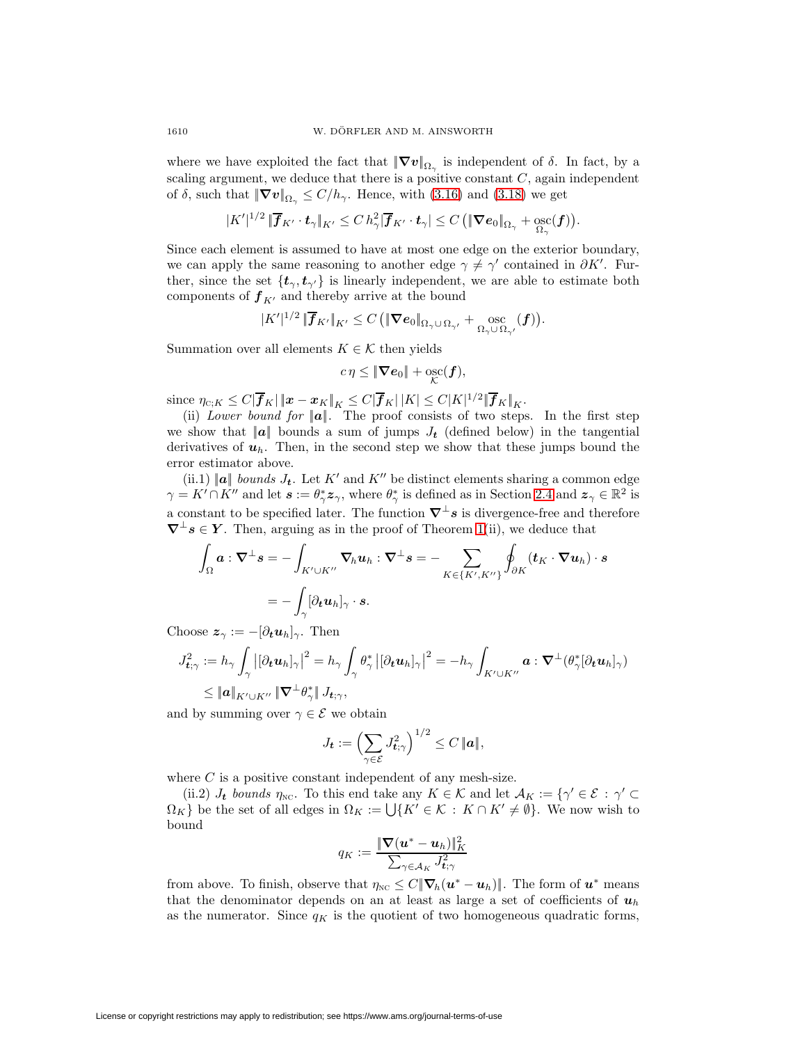where we have exploited the fact that $\|\boldsymbol{\nabla v}\|_{\Omega_\gamma}$ is independent of $\delta$. In fact, by a scaling argument, we deduce that there is a positive constant $C$, again independent of $\delta$, such that $\|\boldsymbol{\nabla v}\|_{\Omega_\gamma} \le C/h_\gamma$. Hence, with (3.16) and (3.18) we get

$$|K'|^{1/2}\,\|\overline{\boldsymbol{f}}_{K'}\cdot \boldsymbol{t}_\gamma\|_{K'} \le C\, h_\gamma^2 |\overline{\boldsymbol{f}}_{K'}\cdot \boldsymbol{t}_\gamma| \le C\left(\|\boldsymbol{\nabla e}_0\|_{\Omega_\gamma} + \operatorname*{osc}_{\Omega_\gamma}(\boldsymbol{f})\right).$$

Since each element is assumed to have at most one edge on the exterior boundary, we can apply the same reasoning to another edge $\gamma \neq \gamma'$ contained in $\partial K'$. Further, since the set $\{\boldsymbol{t}_\gamma, \boldsymbol{t}_{\gamma'}\}$ is linearly independent, we are able to estimate both components of $\boldsymbol{f}_{K'}$ and thereby arrive at the bound

$$|K'|^{1/2}\,\|\overline{\boldsymbol{f}}_{K'}\|_{K'} \le C\left(\|\boldsymbol{\nabla e}_0\|_{\Omega_\gamma\cup\Omega_{\gamma'}} + \operatorname*{osc}_{\Omega_\gamma\cup\Omega_{\gamma'}}(\boldsymbol{f})\right).$$

Summation over all elements $K \in \mathcal{K}$ then yields

$$c\,\eta \le \|\boldsymbol{\nabla e}_0\| + \operatorname*{osc}_{\mathcal{K}}(\boldsymbol{f}),$$

since $\eta_{\mathrm{C};K} \le C|\overline{\boldsymbol{f}}_K|\,\|\boldsymbol{x}-\boldsymbol{x}_K\|_K \le C|\overline{\boldsymbol{f}}_K|\,|K| \le C|K|^{1/2}\|\overline{\boldsymbol{f}}_K\|_K$.

(ii) *Lower bound for* $\|\boldsymbol{a}\|$. The proof consists of two steps. In the first step we show that $\|\boldsymbol{a}\|$ bounds a sum of jumps $J_{\boldsymbol{t}}$ (defined below) in the tangential derivatives of $\boldsymbol{u}_h$. Then, in the second step we show that these jumps bound the error estimator above.

(ii.1) $\|\boldsymbol{a}\|$ *bounds* $J_{\boldsymbol{t}}$. Let $K'$ and $K''$ be distinct elements sharing a common edge $\gamma = K'\cap K''$ and let $\boldsymbol{s} := \theta_\gamma^*\boldsymbol{z}_\gamma$, where $\theta_\gamma^*$ is defined as in Section 2.4 and $\boldsymbol{z}_\gamma \in \mathbb{R}^2$ is a constant to be specified later. The function $\boldsymbol{\nabla}^\perp\boldsymbol{s}$ is divergence-free and therefore $\boldsymbol{\nabla}^\perp\boldsymbol{s} \in \boldsymbol{Y}$. Then, arguing as in the proof of Theorem 1(ii), we deduce that

$$\begin{aligned}\int_\Omega \boldsymbol{a} : \boldsymbol{\nabla}^\perp\boldsymbol{s} &= -\int_{K'\cup K''} \boldsymbol{\nabla}_h\boldsymbol{u}_h : \boldsymbol{\nabla}^\perp\boldsymbol{s} = -\sum_{K\in\{K',K''\}}\oint_{\partial K}(\boldsymbol{t}_K\cdot\boldsymbol{\nabla u}_h)\cdot\boldsymbol{s}\\ &= -\int_\gamma [\partial_{\boldsymbol{t}}\boldsymbol{u}_h]_\gamma\cdot\boldsymbol{s}.\end{aligned}$$

Choose $\boldsymbol{z}_\gamma := -[\partial_{\boldsymbol{t}}\boldsymbol{u}_h]_\gamma$. Then

$$\begin{aligned}J_{\boldsymbol{t};\gamma}^2 &:= h_\gamma\int_\gamma \left|[\partial_{\boldsymbol{t}}\boldsymbol{u}_h]_\gamma\right|^2 = h_\gamma\int_\gamma \theta_\gamma^*\left|[\partial_{\boldsymbol{t}}\boldsymbol{u}_h]_\gamma\right|^2 = -h_\gamma\int_{K'\cup K''}\boldsymbol{a}:\boldsymbol{\nabla}^\perp(\theta_\gamma^*[\partial_{\boldsymbol{t}}\boldsymbol{u}_h]_\gamma)\\ &\le \|\boldsymbol{a}\|_{K'\cup K''}\,\|\boldsymbol{\nabla}^\perp\theta_\gamma^*\|\,J_{\boldsymbol{t};\gamma},\end{aligned}$$

and by summing over $\gamma\in\mathcal{E}$ we obtain

$$J_{\boldsymbol{t}} := \Big(\sum_{\gamma\in\mathcal{E}} J_{\boldsymbol{t};\gamma}^2\Big)^{1/2} \le C\,\|\boldsymbol{a}\|,$$

where $C$ is a positive constant independent of any mesh-size.

(ii.2) $J_{\boldsymbol{t}}$ *bounds* $\eta_{\mathrm{NC}}$. To this end take any $K\in\mathcal{K}$ and let $\mathcal{A}_K := \{\gamma'\in\mathcal{E} : \gamma'\subset\Omega_K\}$ be the set of all edges in $\Omega_K := \bigcup\{K'\in\mathcal{K} : K\cap K' \neq \emptyset\}$. We now wish to bound

$$q_K := \frac{\|\boldsymbol{\nabla}(\boldsymbol{u}^* - \boldsymbol{u}_h)\|_K^2}{\sum_{\gamma\in\mathcal{A}_K} J_{\boldsymbol{t};\gamma}^2}$$

from above. To finish, observe that $\eta_{\mathrm{NC}} \le C\|\boldsymbol{\nabla}_h(\boldsymbol{u}^*-\boldsymbol{u}_h)\|$. The form of $\boldsymbol{u}^*$ means that the denominator depends on an at least as large a set of coefficients of $\boldsymbol{u}_h$ as the numerator. Since $q_K$ is the quotient of two homogeneous quadratic forms,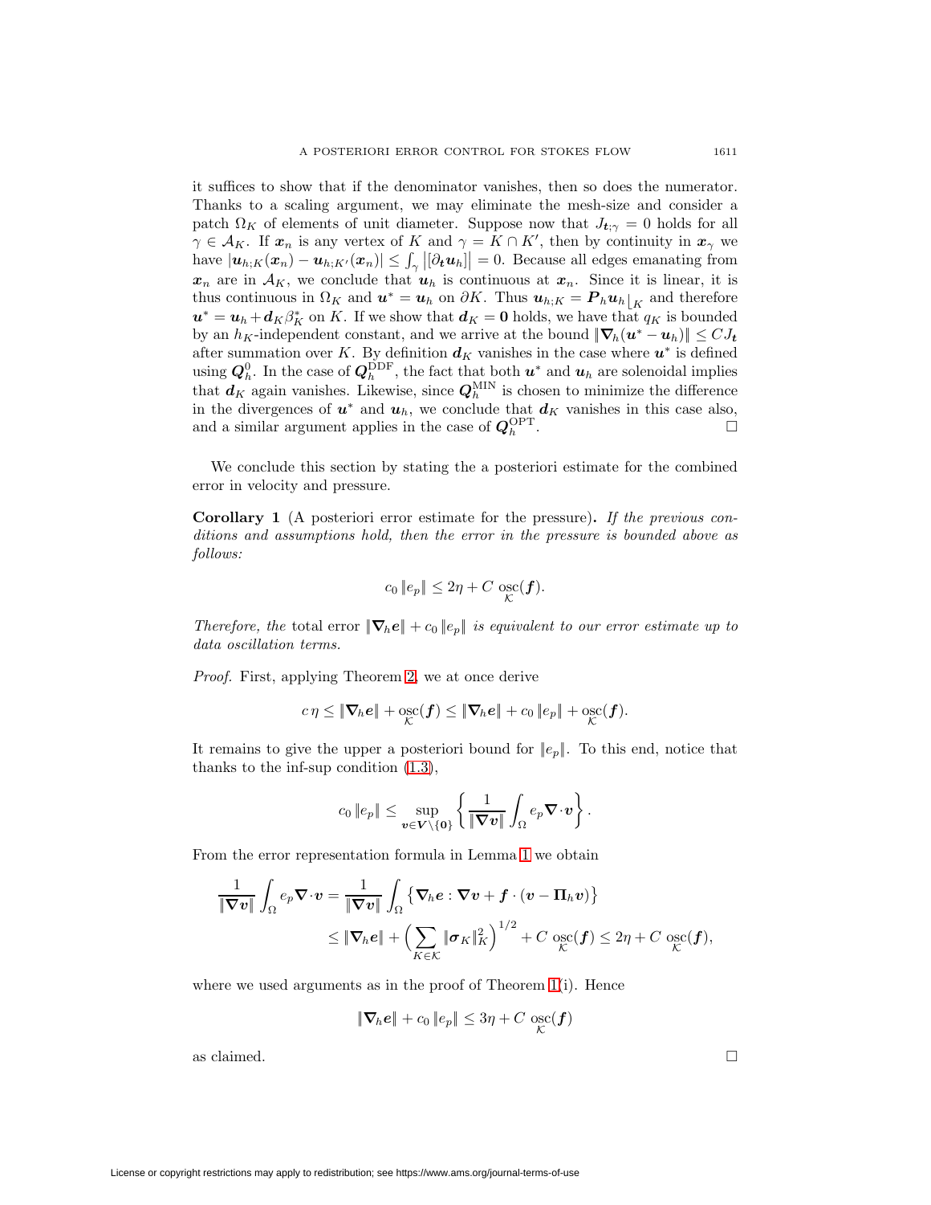it suffices to show that if the denominator vanishes, then so does the numerator. Thanks to a scaling argument, we may eliminate the mesh-size and consider a patch $\Omega_K$ of elements of unit diameter. Suppose now that $J_{\boldsymbol{t};\gamma} = 0$ holds for all $\gamma \in \mathcal{A}_K$. If $\boldsymbol{x}_n$ is any vertex of $K$ and $\gamma = K \cap K'$, then by continuity in $\boldsymbol{x}_\gamma$ we have $|\boldsymbol{u}_{h;K}(\boldsymbol{x}_n) - \boldsymbol{u}_{h;K'}(\boldsymbol{x}_n)| \le \int_\gamma \left|[\partial_{\boldsymbol{t}} \boldsymbol{u}_h]\right| = 0$. Because all edges emanating from $\boldsymbol{x}_n$ are in $\mathcal{A}_K$, we conclude that $\boldsymbol{u}_h$ is continuous at $\boldsymbol{x}_n$. Since it is linear, it is thus continuous in $\Omega_K$ and $\boldsymbol{u}^* = \boldsymbol{u}_h$ on $\partial K$. Thus $\boldsymbol{u}_{h;K} = \boldsymbol{P}_h \boldsymbol{u}_h\big|_K$ and therefore $\boldsymbol{u}^* = \boldsymbol{u}_h + \boldsymbol{d}_K \beta_K^*$ on $K$. If we show that $\boldsymbol{d}_K = \boldsymbol{0}$ holds, we have that $q_K$ is bounded by an $h_K$-independent constant, and we arrive at the bound $\|\boldsymbol{\nabla}_h(\boldsymbol{u}^* - \boldsymbol{u}_h)\| \le C J_{\boldsymbol{t}}$ after summation over $K$. By definition $\boldsymbol{d}_K$ vanishes in the case where $\boldsymbol{u}^*$ is defined using $\boldsymbol{Q}_h^0$. In the case of $\boldsymbol{Q}_h^{\mathrm{DDF}}$, the fact that both $\boldsymbol{u}^*$ and $\boldsymbol{u}_h$ are solenoidal implies that $\boldsymbol{d}_K$ again vanishes. Likewise, since $\boldsymbol{Q}_h^{\mathrm{MIN}}$ is chosen to minimize the difference in the divergences of $\boldsymbol{u}^*$ and $\boldsymbol{u}_h$, we conclude that $\boldsymbol{d}_K$ vanishes in this case also, and a similar argument applies in the case of $\boldsymbol{Q}_h^{\mathrm{OPT}}$. □

We conclude this section by stating the a posteriori estimate for the combined error in velocity and pressure.

**Corollary 1** (A posteriori error estimate for the pressure)**.** *If the previous conditions and assumptions hold, then the error in the pressure is bounded above as follows:*

$$c_0 \|e_p\| \le 2\eta + C \operatorname*{osc}_{\mathcal{K}}(\boldsymbol{f}).$$

*Therefore, the* total error $\|\boldsymbol{\nabla}_h \boldsymbol{e}\| + c_0 \|e_p\|$ *is equivalent to our error estimate up to data oscillation terms.*

*Proof.* First, applying Theorem 2, we at once derive

$$c\,\eta \le \|\boldsymbol{\nabla}_h \boldsymbol{e}\| + \operatorname*{osc}_{\mathcal{K}}(\boldsymbol{f}) \le \|\boldsymbol{\nabla}_h \boldsymbol{e}\| + c_0 \|e_p\| + \operatorname*{osc}_{\mathcal{K}}(\boldsymbol{f}).$$

It remains to give the upper a posteriori bound for $\|e_p\|$. To this end, notice that thanks to the inf-sup condition (1.3),

$$c_0 \|e_p\| \le \sup_{\boldsymbol{v} \in \boldsymbol{V} \setminus \{\boldsymbol{0}\}} \left\{ \frac{1}{\|\boldsymbol{\nabla} \boldsymbol{v}\|} \int_\Omega e_p \boldsymbol{\nabla} \cdot \boldsymbol{v} \right\}.$$

From the error representation formula in Lemma 1 we obtain

$$\begin{aligned}
\frac{1}{\|\boldsymbol{\nabla} \boldsymbol{v}\|} \int_\Omega e_p \boldsymbol{\nabla} \cdot \boldsymbol{v} &= \frac{1}{\|\boldsymbol{\nabla} \boldsymbol{v}\|} \int_\Omega \left\{ \boldsymbol{\nabla}_h \boldsymbol{e} : \boldsymbol{\nabla} \boldsymbol{v} + \boldsymbol{f} \cdot (\boldsymbol{v} - \boldsymbol{\Pi}_h \boldsymbol{v}) \right\} \\
&\le \|\boldsymbol{\nabla}_h \boldsymbol{e}\| + \Big( \sum_{K \in \mathcal{K}} \|\boldsymbol{\sigma}_K\|_K^2 \Big)^{1/2} + C \operatorname*{osc}_{\mathcal{K}}(\boldsymbol{f}) \le 2\eta + C \operatorname*{osc}_{\mathcal{K}}(\boldsymbol{f}),
\end{aligned}$$

where we used arguments as in the proof of Theorem 1(i). Hence

$$\|\boldsymbol{\nabla}_h \boldsymbol{e}\| + c_0 \|e_p\| \le 3\eta + C \operatorname*{osc}_{\mathcal{K}}(\boldsymbol{f})$$

as claimed. □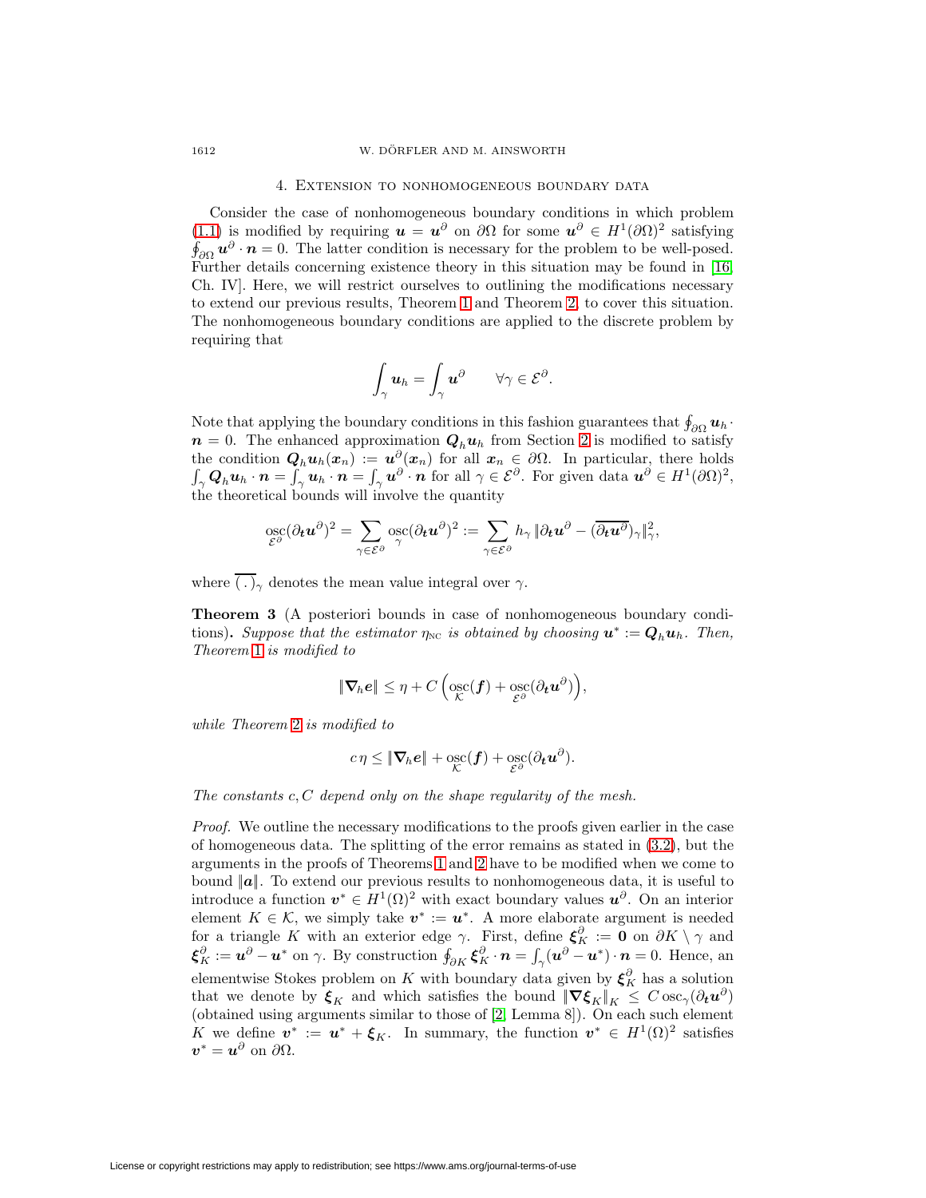## 4. Extension to nonhomogeneous boundary data

Consider the case of nonhomogeneous boundary conditions in which problem (1.1) is modified by requiring $\boldsymbol{u} = \boldsymbol{u}^\partial$ on $\partial\Omega$ for some $\boldsymbol{u}^\partial \in H^1(\partial\Omega)^2$ satisfying $\oint_{\partial\Omega} \boldsymbol{u}^\partial \cdot \boldsymbol{n} = 0$. The latter condition is necessary for the problem to be well-posed. Further details concerning existence theory in this situation may be found in [16, Ch. IV]. Here, we will restrict ourselves to outlining the modifications necessary to extend our previous results, Theorem 1 and Theorem 2, to cover this situation. The nonhomogeneous boundary conditions are applied to the discrete problem by requiring that

$$\int_\gamma \boldsymbol{u}_h = \int_\gamma \boldsymbol{u}^\partial \qquad \forall \gamma \in \mathcal{E}^\partial.$$

Note that applying the boundary conditions in this fashion guarantees that $\oint_{\partial\Omega} \boldsymbol{u}_h \cdot \boldsymbol{n} = 0$. The enhanced approximation $\boldsymbol{Q}_h \boldsymbol{u}_h$ from Section 2 is modified to satisfy the condition $\boldsymbol{Q}_h \boldsymbol{u}_h(\boldsymbol{x}_n) := \boldsymbol{u}^\partial(\boldsymbol{x}_n)$ for all $\boldsymbol{x}_n \in \partial\Omega$. In particular, there holds $\int_\gamma \boldsymbol{Q}_h \boldsymbol{u}_h \cdot \boldsymbol{n} = \int_\gamma \boldsymbol{u}_h \cdot \boldsymbol{n} = \int_\gamma \boldsymbol{u}^\partial \cdot \boldsymbol{n}$ for all $\gamma \in \mathcal{E}^\partial$. For given data $\boldsymbol{u}^\partial \in H^1(\partial\Omega)^2$, the theoretical bounds will involve the quantity

$$\operatorname*{osc}_{\mathcal{E}^\partial}(\partial_{\boldsymbol{t}} \boldsymbol{u}^\partial)^2 = \sum_{\gamma \in \mathcal{E}^\partial} \operatorname*{osc}_{\gamma}(\partial_{\boldsymbol{t}} \boldsymbol{u}^\partial)^2 := \sum_{\gamma \in \mathcal{E}^\partial} h_\gamma \, \|\partial_{\boldsymbol{t}} \boldsymbol{u}^\partial - (\overline{\partial_{\boldsymbol{t}} \boldsymbol{u}^\partial})_\gamma\|_\gamma^2,$$

where $\overline{(\,.\,)}_\gamma$ denotes the mean value integral over $\gamma$.

**Theorem 3** (A posteriori bounds in case of nonhomogeneous boundary conditions)**.** *Suppose that the estimator $\eta_{\mathrm{NC}}$ is obtained by choosing $\boldsymbol{u}^* := \boldsymbol{Q}_h \boldsymbol{u}_h$. Then, Theorem 1 is modified to*

$$\|\boldsymbol{\nabla}_h \boldsymbol{e}\| \le \eta + C \left( \operatorname*{osc}_{\mathcal{K}}(\boldsymbol{f}) + \operatorname*{osc}_{\mathcal{E}^\partial}(\partial_{\boldsymbol{t}} \boldsymbol{u}^\partial) \right),$$

*while Theorem 2 is modified to*

$$c\,\eta \le \|\boldsymbol{\nabla}_h \boldsymbol{e}\| + \operatorname*{osc}_{\mathcal{K}}(\boldsymbol{f}) + \operatorname*{osc}_{\mathcal{E}^\partial}(\partial_{\boldsymbol{t}} \boldsymbol{u}^\partial).$$

*The constants $c, C$ depend only on the shape regularity of the mesh.*

*Proof.* We outline the necessary modifications to the proofs given earlier in the case of homogeneous data. The splitting of the error remains as stated in (3.2), but the arguments in the proofs of Theorems 1 and 2 have to be modified when we come to bound $\|\boldsymbol{a}\|$. To extend our previous results to nonhomogeneous data, it is useful to introduce a function $\boldsymbol{v}^* \in H^1(\Omega)^2$ with exact boundary values $\boldsymbol{u}^\partial$. On an interior element $K \in \mathcal{K}$, we simply take $\boldsymbol{v}^* := \boldsymbol{u}^*$. A more elaborate argument is needed for a triangle $K$ with an exterior edge $\gamma$. First, define $\boldsymbol{\xi}_K^\partial := \boldsymbol{0}$ on $\partial K \setminus \gamma$ and $\boldsymbol{\xi}_K^\partial := \boldsymbol{u}^\partial - \boldsymbol{u}^*$ on $\gamma$. By construction $\oint_{\partial K} \boldsymbol{\xi}_K^\partial \cdot \boldsymbol{n} = \int_\gamma (\boldsymbol{u}^\partial - \boldsymbol{u}^*) \cdot \boldsymbol{n} = 0$. Hence, an elementwise Stokes problem on $K$ with boundary data given by $\boldsymbol{\xi}_K^\partial$ has a solution that we denote by $\boldsymbol{\xi}_K$ and which satisfies the bound $\|\boldsymbol{\nabla} \boldsymbol{\xi}_K\|_K \le C \operatorname{osc}_\gamma(\partial_{\boldsymbol{t}} \boldsymbol{u}^\partial)$ (obtained using arguments similar to those of [2, Lemma 8]). On each such element $K$ we define $\boldsymbol{v}^* := \boldsymbol{u}^* + \boldsymbol{\xi}_K$. In summary, the function $\boldsymbol{v}^* \in H^1(\Omega)^2$ satisfies $\boldsymbol{v}^* = \boldsymbol{u}^\partial$ on $\partial\Omega$.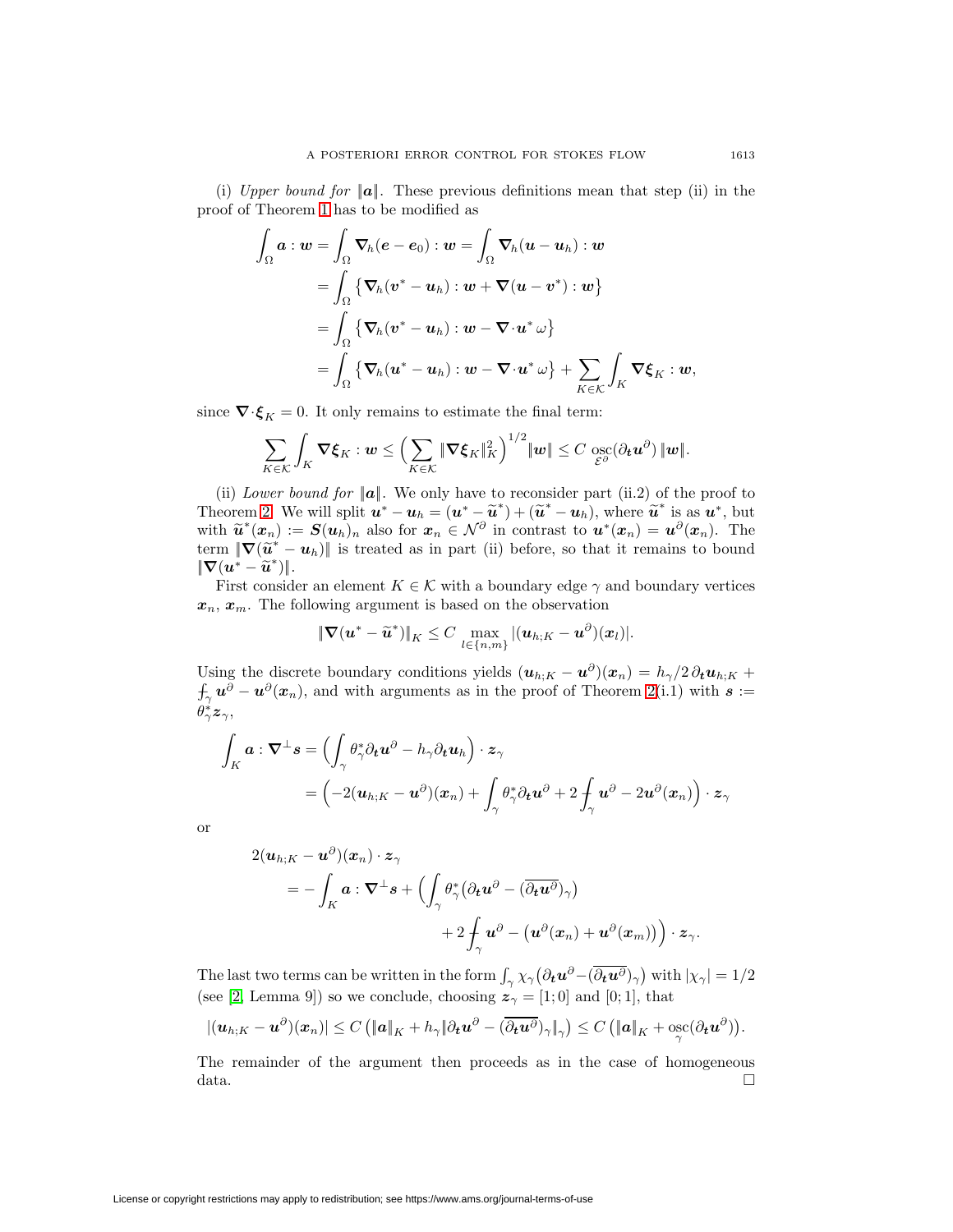(i) *Upper bound for* $\|\boldsymbol{a}\|$. These previous definitions mean that step (ii) in the proof of Theorem 1 has to be modified as

$$
\begin{aligned}
\int_\Omega \boldsymbol{a} : \boldsymbol{w} &= \int_\Omega \boldsymbol{\nabla}_h(\boldsymbol{e}-\boldsymbol{e}_0) : \boldsymbol{w} = \int_\Omega \boldsymbol{\nabla}_h(\boldsymbol{u}-\boldsymbol{u}_h) : \boldsymbol{w} \\
&= \int_\Omega \big\{ \boldsymbol{\nabla}_h(\boldsymbol{v}^*-\boldsymbol{u}_h) : \boldsymbol{w} + \boldsymbol{\nabla}(\boldsymbol{u}-\boldsymbol{v}^*) : \boldsymbol{w} \big\} \\
&= \int_\Omega \big\{ \boldsymbol{\nabla}_h(\boldsymbol{v}^*-\boldsymbol{u}_h) : \boldsymbol{w} - \boldsymbol{\nabla}\cdot\boldsymbol{u}^* \,\omega \big\} \\
&= \int_\Omega \big\{ \boldsymbol{\nabla}_h(\boldsymbol{u}^*-\boldsymbol{u}_h) : \boldsymbol{w} - \boldsymbol{\nabla}\cdot\boldsymbol{u}^* \,\omega \big\} + \sum_{K\in\mathcal{K}} \int_K \boldsymbol{\nabla}\boldsymbol{\xi}_K : \boldsymbol{w},
\end{aligned}
$$

since $\boldsymbol{\nabla}\cdot\boldsymbol{\xi}_K = 0$. It only remains to estimate the final term:

$$
\sum_{K\in\mathcal{K}} \int_K \boldsymbol{\nabla}\boldsymbol{\xi}_K : \boldsymbol{w} \le \Big( \sum_{K\in\mathcal{K}} \|\boldsymbol{\nabla}\boldsymbol{\xi}_K\|_K^2 \Big)^{1/2} \|\boldsymbol{w}\| \le C \operatorname*{osc}_{\mathcal{E}^\partial}(\partial_{\boldsymbol{t}}\boldsymbol{u}^\partial)\, \|\boldsymbol{w}\|.
$$

(ii) *Lower bound for* $\|\boldsymbol{a}\|$. We only have to reconsider part (ii.2) of the proof to Theorem 2. We will split $\boldsymbol{u}^* - \boldsymbol{u}_h = (\boldsymbol{u}^* - \widetilde{\boldsymbol{u}}^*) + (\widetilde{\boldsymbol{u}}^* - \boldsymbol{u}_h)$, where $\widetilde{\boldsymbol{u}}^*$ is as $\boldsymbol{u}^*$, but with $\widetilde{\boldsymbol{u}}^*(\boldsymbol{x}_n) := \boldsymbol{S}(\boldsymbol{u}_h)_n$ also for $\boldsymbol{x}_n \in \mathcal{N}^\partial$ in contrast to $\boldsymbol{u}^*(\boldsymbol{x}_n) = \boldsymbol{u}^\partial(\boldsymbol{x}_n)$. The term $\|\boldsymbol{\nabla}(\widetilde{\boldsymbol{u}}^* - \boldsymbol{u}_h)\|$ is treated as in part (ii) before, so that it remains to bound $\|\boldsymbol{\nabla}(\boldsymbol{u}^* - \widetilde{\boldsymbol{u}}^*)\|$.

First consider an element $K \in \mathcal{K}$ with a boundary edge $\gamma$ and boundary vertices $\boldsymbol{x}_n$, $\boldsymbol{x}_m$. The following argument is based on the observation

$$
\|\boldsymbol{\nabla}(\boldsymbol{u}^* - \widetilde{\boldsymbol{u}}^*)\|_K \le C \max_{l\in\{n,m\}} |(\boldsymbol{u}_{h;K} - \boldsymbol{u}^\partial)(\boldsymbol{x}_l)|.
$$

Using the discrete boundary conditions yields $(\boldsymbol{u}_{h;K} - \boldsymbol{u}^\partial)(\boldsymbol{x}_n) = h_\gamma/2\,\partial_{\boldsymbol{t}}\boldsymbol{u}_{h;K} + \fint_\gamma \boldsymbol{u}^\partial - \boldsymbol{u}^\partial(\boldsymbol{x}_n)$, and with arguments as in the proof of Theorem 2(i.1) with $\boldsymbol{s} := \theta_\gamma^* \boldsymbol{z}_\gamma$,

$$
\begin{aligned}
\int_K \boldsymbol{a} : \boldsymbol{\nabla}^\perp \boldsymbol{s} &= \Big( \int_\gamma \theta_\gamma^* \partial_{\boldsymbol{t}}\boldsymbol{u}^\partial - h_\gamma \partial_{\boldsymbol{t}}\boldsymbol{u}_h \Big)\cdot \boldsymbol{z}_\gamma \\
&= \Big( -2(\boldsymbol{u}_{h;K} - \boldsymbol{u}^\partial)(\boldsymbol{x}_n) + \int_\gamma \theta_\gamma^* \partial_{\boldsymbol{t}}\boldsymbol{u}^\partial + 2\fint_\gamma \boldsymbol{u}^\partial - 2\boldsymbol{u}^\partial(\boldsymbol{x}_n) \Big)\cdot \boldsymbol{z}_\gamma
\end{aligned}
$$

or

$$
\begin{aligned}
&2(\boldsymbol{u}_{h;K} - \boldsymbol{u}^\partial)(\boldsymbol{x}_n)\cdot \boldsymbol{z}_\gamma \\
&\quad = -\int_K \boldsymbol{a} : \boldsymbol{\nabla}^\perp \boldsymbol{s} + \Big( \int_\gamma \theta_\gamma^* \big(\partial_{\boldsymbol{t}}\boldsymbol{u}^\partial - (\overline{\partial_{\boldsymbol{t}}\boldsymbol{u}^\partial})_\gamma\big) \\
&\qquad\qquad + 2\fint_\gamma \boldsymbol{u}^\partial - \big(\boldsymbol{u}^\partial(\boldsymbol{x}_n) + \boldsymbol{u}^\partial(\boldsymbol{x}_m)\big) \Big)\cdot \boldsymbol{z}_\gamma.
\end{aligned}
$$

The last two terms can be written in the form $\int_\gamma \chi_\gamma\big(\partial_{\boldsymbol{t}}\boldsymbol{u}^\partial - (\overline{\partial_{\boldsymbol{t}}\boldsymbol{u}^\partial})_\gamma\big)$ with $|\chi_\gamma| = 1/2$ (see [2, Lemma 9]) so we conclude, choosing $\boldsymbol{z}_\gamma = [1;0]$ and $[0;1]$, that

$$
|(\boldsymbol{u}_{h;K} - \boldsymbol{u}^\partial)(\boldsymbol{x}_n)| \le C\left(\|\boldsymbol{a}\|_K + h_\gamma \|\partial_{\boldsymbol{t}}\boldsymbol{u}^\partial - (\overline{\partial_{\boldsymbol{t}}\boldsymbol{u}^\partial})_\gamma\|_\gamma\right) \le C\left(\|\boldsymbol{a}\|_K + \operatorname*{osc}_\gamma(\partial_{\boldsymbol{t}}\boldsymbol{u}^\partial)\right).
$$

The remainder of the argument then proceeds as in the case of homogeneous data. $\square$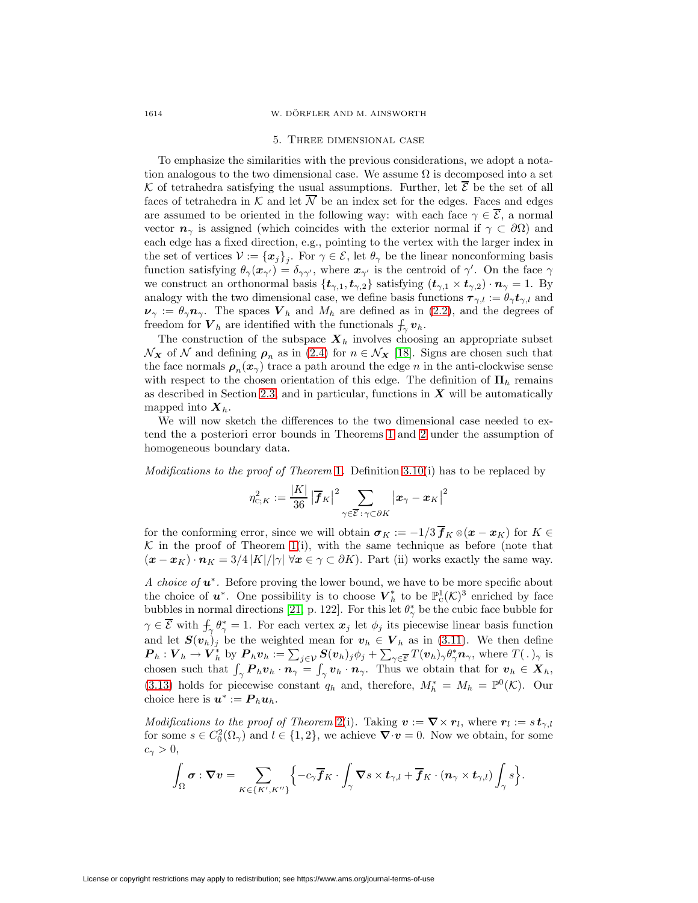## 5. Three dimensional case

To emphasize the similarities with the previous considerations, we adopt a notation analogous to the two dimensional case. We assume $\Omega$ is decomposed into a set $\mathcal{K}$ of tetrahedra satisfying the usual assumptions. Further, let $\overline{\mathcal{E}}$ be the set of all faces of tetrahedra in $\mathcal{K}$ and let $\overline{\mathcal{N}}$ be an index set for the edges. Faces and edges are assumed to be oriented in the following way: with each face $\gamma \in \overline{\mathcal{E}}$, a normal vector $\boldsymbol{n}_\gamma$ is assigned (which coincides with the exterior normal if $\gamma \subset \partial\Omega$) and each edge has a fixed direction, e.g., pointing to the vertex with the larger index in the set of vertices $\mathcal{V} := \{\boldsymbol{x}_j\}_j$. For $\gamma \in \mathcal{E}$, let $\theta_\gamma$ be the linear nonconforming basis function satisfying $\theta_\gamma(\boldsymbol{x}_{\gamma'}) = \delta_{\gamma\gamma'}$, where $\boldsymbol{x}_{\gamma'}$ is the centroid of $\gamma'$. On the face $\gamma$ we construct an orthonormal basis $\{\boldsymbol{t}_{\gamma,1}, \boldsymbol{t}_{\gamma,2}\}$ satisfying $(\boldsymbol{t}_{\gamma,1} \times \boldsymbol{t}_{\gamma,2}) \cdot \boldsymbol{n}_\gamma = 1$. By analogy with the two dimensional case, we define basis functions $\boldsymbol{\tau}_{\gamma,l} := \theta_\gamma \boldsymbol{t}_{\gamma,l}$ and $\boldsymbol{\nu}_\gamma := \theta_\gamma \boldsymbol{n}_\gamma$. The spaces $\boldsymbol{V}_h$ and $M_h$ are defined as in (2.2), and the degrees of freedom for $\boldsymbol{V}_h$ are identified with the functionals $⨍_\gamma \boldsymbol{v}_h$.

The construction of the subspace $\boldsymbol{X}_h$ involves choosing an appropriate subset $\mathcal{N}_{\boldsymbol{X}}$ of $\mathcal{N}$ and defining $\boldsymbol{\rho}_n$ as in (2.4) for $n \in \mathcal{N}_{\boldsymbol{X}}$ [18]. Signs are chosen such that the face normals $\boldsymbol{\rho}_n(\boldsymbol{x}_\gamma)$ trace a path around the edge $n$ in the anti-clockwise sense with respect to the chosen orientation of this edge. The definition of $\boldsymbol{\Pi}_h$ remains as described in Section 2.3, and in particular, functions in $\boldsymbol{X}$ will be automatically mapped into $\boldsymbol{X}_h$.

We will now sketch the differences to the two dimensional case needed to extend the a posteriori error bounds in Theorems 1 and 2 under the assumption of homogeneous boundary data.

*Modifications to the proof of Theorem* 1. Definition 3.10(i) has to be replaced by

$$\eta_{\mathrm{c};K}^2 := \frac{|K|}{36} \left|\overline{\boldsymbol{f}}_K\right|^2 \sum_{\gamma \in \overline{\mathcal{E}} : \gamma \subset \partial K} \left|\boldsymbol{x}_\gamma - \boldsymbol{x}_K\right|^2$$

for the conforming error, since we will obtain $\boldsymbol{\sigma}_K := -1/3\, \overline{\boldsymbol{f}}_K \otimes (\boldsymbol{x} - \boldsymbol{x}_K)$ for $K \in \mathcal{K}$ in the proof of Theorem 1(i), with the same technique as before (note that $(\boldsymbol{x} - \boldsymbol{x}_K) \cdot \boldsymbol{n}_K = 3/4\, |K|/|\gamma|\ \forall \boldsymbol{x} \in \gamma \subset \partial K$). Part (ii) works exactly the same way.

*A choice of* $\boldsymbol{u}^*$. Before proving the lower bound, we have to be more specific about the choice of $\boldsymbol{u}^*$. One possibility is to choose $\boldsymbol{V}_h^*$ to be $\mathbb{P}_{\mathrm{c}}^1(\mathcal{K})^3$ enriched by face bubbles in normal directions [21, p. 122]. For this let $\theta_\gamma^*$ be the cubic face bubble for $\gamma \in \overline{\mathcal{E}}$ with $⨍_\gamma \theta_\gamma^* = 1$. For each vertex $\boldsymbol{x}_j$ let $\phi_j$ its piecewise linear basis function and let $\boldsymbol{S}(\boldsymbol{v}_h)_j$ be the weighted mean for $\boldsymbol{v}_h \in \boldsymbol{V}_h$ as in (3.11). We then define $\boldsymbol{P}_h : \boldsymbol{V}_h \to \boldsymbol{V}_h^*$ by $\boldsymbol{P}_h \boldsymbol{v}_h := \sum_{j \in \mathcal{V}} \boldsymbol{S}(\boldsymbol{v}_h)_j \phi_j + \sum_{\gamma \in \overline{\mathcal{E}}} T(\boldsymbol{v}_h)_\gamma \theta_\gamma^* \boldsymbol{n}_\gamma$, where $T(\,.\,)_\gamma$ is chosen such that $\int_\gamma \boldsymbol{P}_h \boldsymbol{v}_h \cdot \boldsymbol{n}_\gamma = \int_\gamma \boldsymbol{v}_h \cdot \boldsymbol{n}_\gamma$. Thus we obtain that for $\boldsymbol{v}_h \in \boldsymbol{X}_h$, (3.13) holds for piecewise constant $q_h$ and, therefore, $M_h^* = M_h = \mathbb{P}^0(\mathcal{K})$. Our choice here is $\boldsymbol{u}^* := \boldsymbol{P}_h \boldsymbol{u}_h$.

*Modifications to the proof of Theorem* 2(i). Taking $\boldsymbol{v} := \boldsymbol{\nabla} \times \boldsymbol{r}_l$, where $\boldsymbol{r}_l := s\, \boldsymbol{t}_{\gamma,l}$ for some $s \in C_0^2(\Omega_\gamma)$ and $l \in \{1, 2\}$, we achieve $\boldsymbol{\nabla} \cdot \boldsymbol{v} = 0$. Now we obtain, for some $c_\gamma > 0$,

$$\int_\Omega \boldsymbol{\sigma} : \boldsymbol{\nabla} \boldsymbol{v} = \sum_{K \in \{K', K''\}} \Big\{ -c_\gamma \overline{\boldsymbol{f}}_K \cdot \int_\gamma \boldsymbol{\nabla} s \times \boldsymbol{t}_{\gamma,l} + \overline{\boldsymbol{f}}_K \cdot (\boldsymbol{n}_\gamma \times \boldsymbol{t}_{\gamma,l}) \int_\gamma s \Big\}.$$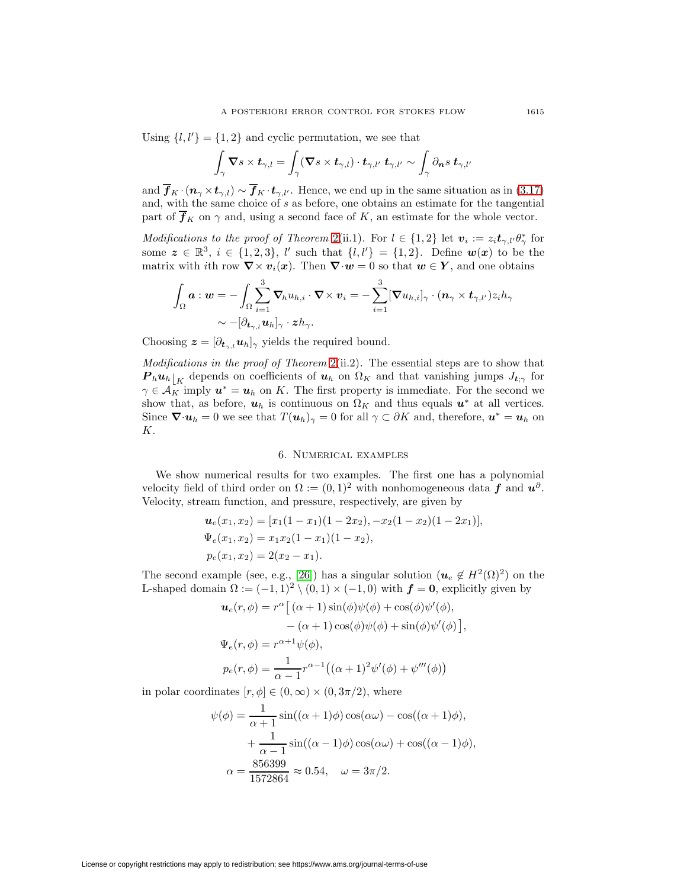Using $\{l, l'\} = \{1, 2\}$ and cyclic permutation, we see that

$$\int_\gamma \boldsymbol{\nabla} s \times \boldsymbol{t}_{\gamma,l} = \int_\gamma (\boldsymbol{\nabla} s \times \boldsymbol{t}_{\gamma,l}) \cdot \boldsymbol{t}_{\gamma,l'}\ \boldsymbol{t}_{\gamma,l'} \sim \int_\gamma \partial_{\boldsymbol{n}} s\ \boldsymbol{t}_{\gamma,l'}$$

and $\overline{\boldsymbol{f}}_K \cdot (\boldsymbol{n}_\gamma \times \boldsymbol{t}_{\gamma,l}) \sim \overline{\boldsymbol{f}}_K \cdot \boldsymbol{t}_{\gamma,l'}$. Hence, we end up in the same situation as in (3.17) and, with the same choice of $s$ as before, one obtains an estimate for the tangential part of $\overline{\boldsymbol{f}}_K$ on $\gamma$ and, using a second face of $K$, an estimate for the whole vector.

*Modifications to the proof of Theorem* 2(ii.1). For $l \in \{1, 2\}$ let $\boldsymbol{v}_i := z_i \boldsymbol{t}_{\gamma,l'} \theta^*_\gamma$ for some $\boldsymbol{z} \in \mathbb{R}^3$, $i \in \{1, 2, 3\}$, $l'$ such that $\{l, l'\} = \{1, 2\}$. Define $\boldsymbol{w}(\boldsymbol{x})$ to be the matrix with $i$th row $\boldsymbol{\nabla} \times \boldsymbol{v}_i(\boldsymbol{x})$. Then $\boldsymbol{\nabla} \cdot \boldsymbol{w} = 0$ so that $\boldsymbol{w} \in \boldsymbol{Y}$, and one obtains

$$\begin{aligned}
\int_\Omega \boldsymbol{a} : \boldsymbol{w} &= -\int_\Omega \sum_{i=1}^{3} \boldsymbol{\nabla}_h u_{h,i} \cdot \boldsymbol{\nabla} \times \boldsymbol{v}_i = -\sum_{i=1}^{3} [\boldsymbol{\nabla} u_{h,i}]_\gamma \cdot (\boldsymbol{n}_\gamma \times \boldsymbol{t}_{\gamma,l'}) z_i h_\gamma \\
&\sim -[\partial_{\boldsymbol{t}_{\gamma,l}} \boldsymbol{u}_h]_\gamma \cdot \boldsymbol{z} h_\gamma.
\end{aligned}$$

Choosing $\boldsymbol{z} = [\partial_{\boldsymbol{t}_{\gamma,l}} \boldsymbol{u}_h]_\gamma$ yields the required bound.

*Modifications in the proof of Theorem* 2(ii.2). The essential steps are to show that $\boldsymbol{P}_h \boldsymbol{u}_h\big|_K$ depends on coefficients of $\boldsymbol{u}_h$ on $\Omega_K$ and that vanishing jumps $J_{\boldsymbol{t};\gamma}$ for $\gamma \in \mathcal{A}_K$ imply $\boldsymbol{u}^* = \boldsymbol{u}_h$ on $K$. The first property is immediate. For the second we show that, as before, $\boldsymbol{u}_h$ is continuous on $\Omega_K$ and thus equals $\boldsymbol{u}^*$ at all vertices. Since $\boldsymbol{\nabla} \cdot \boldsymbol{u}_h = 0$ we see that $T(\boldsymbol{u}_h)_\gamma = 0$ for all $\gamma \subset \partial K$ and, therefore, $\boldsymbol{u}^* = \boldsymbol{u}_h$ on $K$.

## 6. Numerical examples

We show numerical results for two examples. The first one has a polynomial velocity field of third order on $\Omega := (0, 1)^2$ with nonhomogeneous data $\boldsymbol{f}$ and $\boldsymbol{u}^\partial$. Velocity, stream function, and pressure, respectively, are given by

$$\begin{aligned}
\boldsymbol{u}_e(x_1, x_2) &= [x_1(1 - x_1)(1 - 2x_2), -x_2(1 - x_2)(1 - 2x_1)], \\
\Psi_e(x_1, x_2) &= x_1 x_2 (1 - x_1)(1 - x_2), \\
p_e(x_1, x_2) &= 2(x_2 - x_1).
\end{aligned}$$

The second example (see, e.g., [26]) has a singular solution ($\boldsymbol{u}_e \notin H^2(\Omega)^2$) on the L-shaped domain $\Omega := (-1, 1)^2 \setminus (0, 1) \times (-1, 0)$ with $\boldsymbol{f} = \boldsymbol{0}$, explicitly given by

$$\begin{aligned}
\boldsymbol{u}_e(r, \phi) &= r^\alpha \big[\, (\alpha + 1) \sin(\phi) \psi(\phi) + \cos(\phi) \psi'(\phi), \\
&\qquad - (\alpha + 1) \cos(\phi) \psi(\phi) + \sin(\phi) \psi'(\phi) \,\big], \\
\Psi_e(r, \phi) &= r^{\alpha + 1} \psi(\phi), \\
p_e(r, \phi) &= \frac{1}{\alpha - 1} r^{\alpha - 1} \big( (\alpha + 1)^2 \psi'(\phi) + \psi'''(\phi) \big)
\end{aligned}$$

in polar coordinates $[r, \phi] \in (0, \infty) \times (0, 3\pi/2)$, where

$$\begin{aligned}
\psi(\phi) &= \frac{1}{\alpha + 1} \sin((\alpha + 1)\phi) \cos(\alpha\omega) - \cos((\alpha + 1)\phi), \\
&\quad + \frac{1}{\alpha - 1} \sin((\alpha - 1)\phi) \cos(\alpha\omega) + \cos((\alpha - 1)\phi), \\
\alpha &= \frac{856399}{1572864} \approx 0.54, \quad \omega = 3\pi/2.
\end{aligned}$$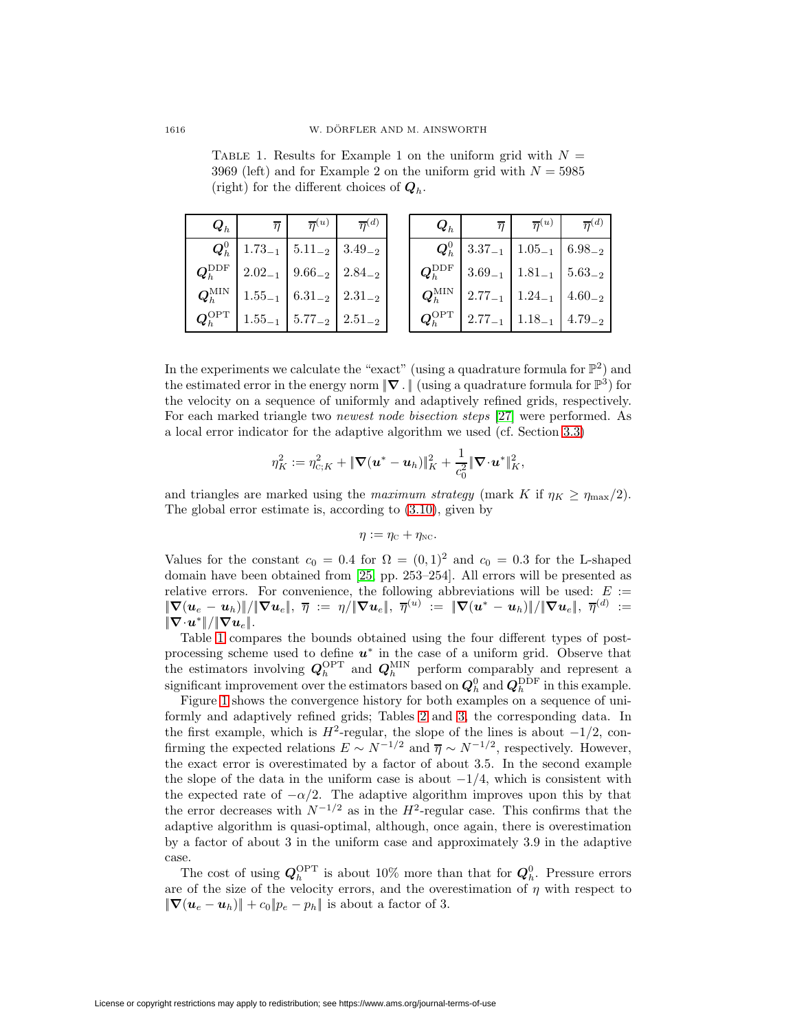Table 1. Results for Example 1 on the uniform grid with $N = 3969$ (left) and for Example 2 on the uniform grid with $N = 5985$ (right) for the different choices of $\boldsymbol{Q}_h$.

| $\boldsymbol{Q}_h$ | $\overline{\eta}$ | $\overline{\eta}^{(u)}$ | $\overline{\eta}^{(d)}$ |
|---|---|---|---|
| $\boldsymbol{Q}_h^0$ | $1.73_{-1}$ | $5.11_{-2}$ | $3.49_{-2}$ |
| $\boldsymbol{Q}_h^{\mathrm{DDF}}$ | $2.02_{-1}$ | $9.66_{-2}$ | $2.84_{-2}$ |
| $\boldsymbol{Q}_h^{\mathrm{MIN}}$ | $1.55_{-1}$ | $6.31_{-2}$ | $2.31_{-2}$ |
| $\boldsymbol{Q}_h^{\mathrm{OPT}}$ | $1.55_{-1}$ | $5.77_{-2}$ | $2.51_{-2}$ |

| $\boldsymbol{Q}_h$ | $\overline{\eta}$ | $\overline{\eta}^{(u)}$ | $\overline{\eta}^{(d)}$ |
|---|---|---|---|
| $\boldsymbol{Q}_h^0$ | $3.37_{-1}$ | $1.05_{-1}$ | $6.98_{-2}$ |
| $\boldsymbol{Q}_h^{\mathrm{DDF}}$ | $3.69_{-1}$ | $1.81_{-1}$ | $5.63_{-2}$ |
| $\boldsymbol{Q}_h^{\mathrm{MIN}}$ | $2.77_{-1}$ | $1.24_{-1}$ | $4.60_{-2}$ |
| $\boldsymbol{Q}_h^{\mathrm{OPT}}$ | $2.77_{-1}$ | $1.18_{-1}$ | $4.79_{-2}$ |

In the experiments we calculate the "exact" (using a quadrature formula for $\mathbb{P}^2$) and the estimated error in the energy norm $\|\boldsymbol{\nabla}\,.\,\|$ (using a quadrature formula for $\mathbb{P}^3$) for the velocity on a sequence of uniformly and adaptively refined grids, respectively. For each marked triangle two *newest node bisection steps* [27] were performed. As a local error indicator for the adaptive algorithm we used (cf. Section 3.3)

$$\eta_K^2 := \eta_{\mathrm{C};K}^2 + \|\boldsymbol{\nabla}(\boldsymbol{u}^* - \boldsymbol{u}_h)\|_K^2 + \frac{1}{c_0^2}\|\boldsymbol{\nabla}\cdot\boldsymbol{u}^*\|_K^2,$$

and triangles are marked using the *maximum strategy* (mark $K$ if $\eta_K \geq \eta_{\max}/2$). The global error estimate is, according to (3.10), given by

$$\eta := \eta_{\mathrm{C}} + \eta_{\mathrm{NC}}.$$

Values for the constant $c_0 = 0.4$ for $\Omega = (0,1)^2$ and $c_0 = 0.3$ for the L-shaped domain have been obtained from [25, pp. 253–254]. All errors will be presented as relative errors. For convenience, the following abbreviations will be used: $E := \|\boldsymbol{\nabla}(\boldsymbol{u}_e - \boldsymbol{u}_h)\|/\|\boldsymbol{\nabla}\boldsymbol{u}_e\|$, $\overline{\eta} := \eta/\|\boldsymbol{\nabla}\boldsymbol{u}_e\|$, $\overline{\eta}^{(u)} := \|\boldsymbol{\nabla}(\boldsymbol{u}^* - \boldsymbol{u}_h)\|/\|\boldsymbol{\nabla}\boldsymbol{u}_e\|$, $\overline{\eta}^{(d)} := \|\boldsymbol{\nabla}\cdot\boldsymbol{u}^*\|/\|\boldsymbol{\nabla}\boldsymbol{u}_e\|$.

Table 1 compares the bounds obtained using the four different types of post-processing scheme used to define $\boldsymbol{u}^*$ in the case of a uniform grid. Observe that the estimators involving $\boldsymbol{Q}_h^{\mathrm{OPT}}$ and $\boldsymbol{Q}_h^{\mathrm{MIN}}$ perform comparably and represent a significant improvement over the estimators based on $\boldsymbol{Q}_h^0$ and $\boldsymbol{Q}_h^{\mathrm{DDF}}$ in this example.

Figure 1 shows the convergence history for both examples on a sequence of uniformly and adaptively refined grids; Tables 2 and 3, the corresponding data. In the first example, which is $H^2$-regular, the slope of the lines is about $-1/2$, confirming the expected relations $E \sim N^{-1/2}$ and $\overline{\eta} \sim N^{-1/2}$, respectively. However, the exact error is overestimated by a factor of about 3.5. In the second example the slope of the data in the uniform case is about $-1/4$, which is consistent with the expected rate of $-\alpha/2$. The adaptive algorithm improves upon this by that the error decreases with $N^{-1/2}$ as in the $H^2$-regular case. This confirms that the adaptive algorithm is quasi-optimal, although, once again, there is overestimation by a factor of about 3 in the uniform case and approximately 3.9 in the adaptive case.

The cost of using $\boldsymbol{Q}_h^{\mathrm{OPT}}$ is about 10% more than that for $\boldsymbol{Q}_h^0$. Pressure errors are of the size of the velocity errors, and the overestimation of $\eta$ with respect to $\|\boldsymbol{\nabla}(\boldsymbol{u}_e - \boldsymbol{u}_h)\| + c_0\|p_e - p_h\|$ is about a factor of 3.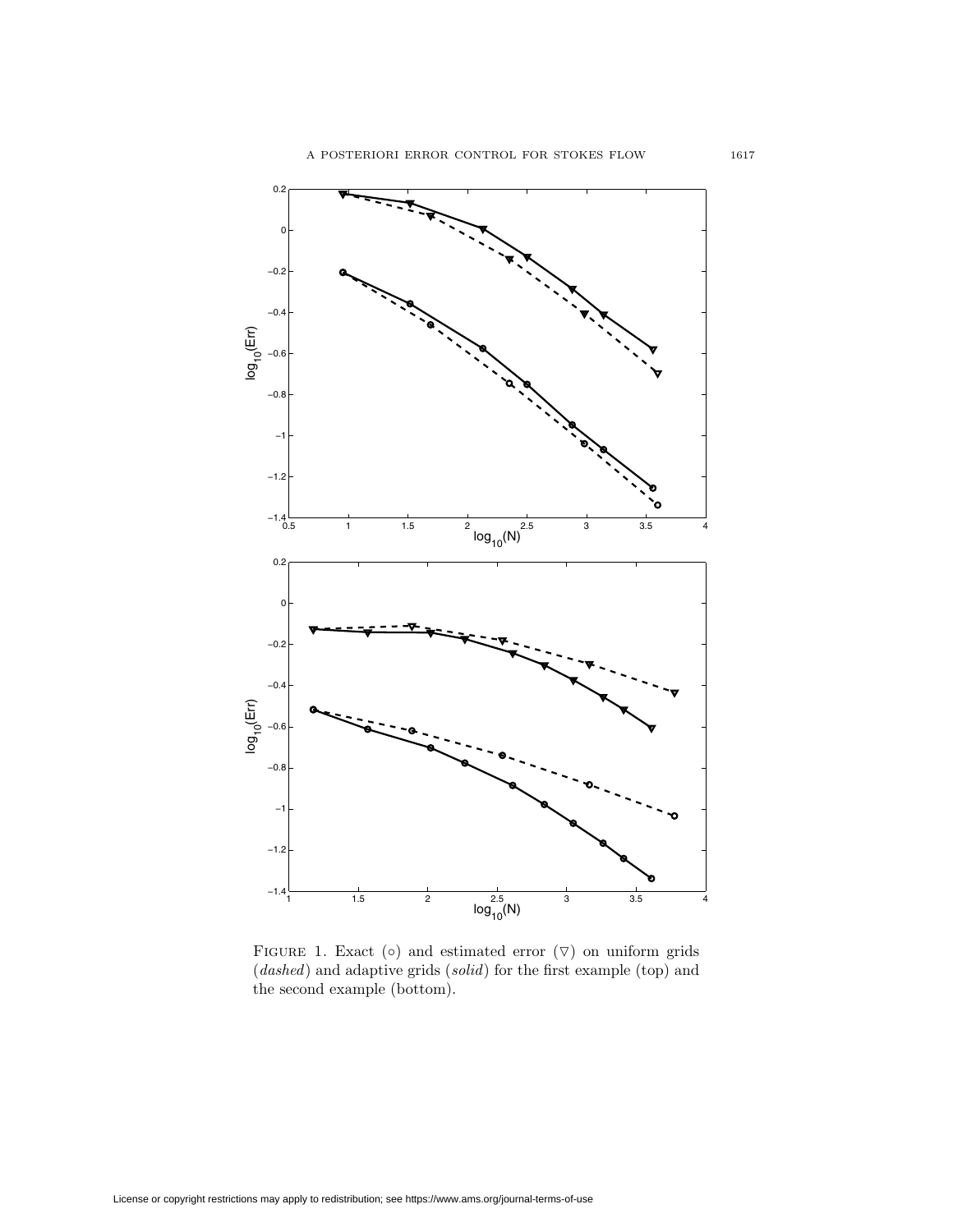Figure 1. Exact (○) and estimated error (▽) on uniform grids (*dashed*) and adaptive grids (*solid*) for the first example (top) and the second example (bottom).

License or copyright restrictions may apply to redistribution; see https://www.ams.org/journal-terms-of-use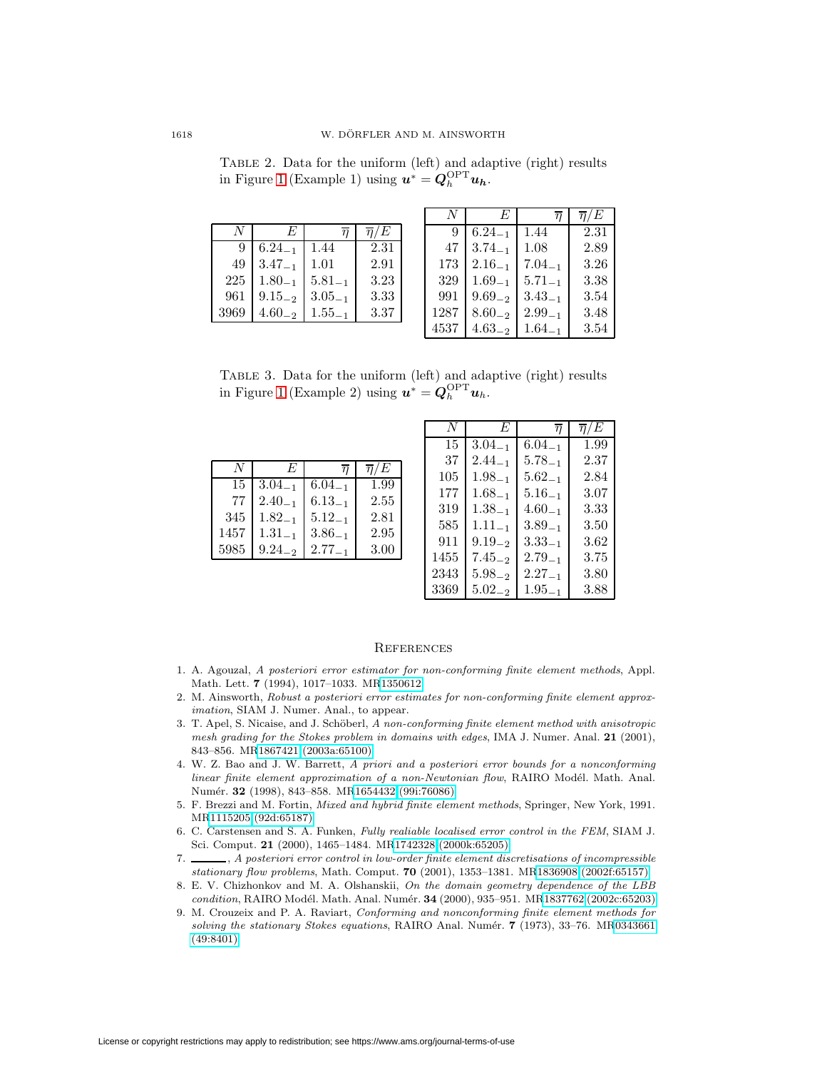Table 2. Data for the uniform (left) and adaptive (right) results in Figure 1 (Example 1) using $\boldsymbol{u}^* = \boldsymbol{Q}_h^{\mathrm{OPT}} \boldsymbol{u_h}$.

| $N$ | $E$ | $\overline{\eta}$ | $\overline{\eta}/E$ |
|---|---|---|---|
| 9 | $6.24_{-1}$ | 1.44 | 2.31 |
| 49 | $3.47_{-1}$ | 1.01 | 2.91 |
| 225 | $1.80_{-1}$ | $5.81_{-1}$ | 3.23 |
| 961 | $9.15_{-2}$ | $3.05_{-1}$ | 3.33 |
| 3969 | $4.60_{-2}$ | $1.55_{-1}$ | 3.37 |

| $N$ | $E$ | $\overline{\eta}$ | $\overline{\eta}/E$ |
|---|---|---|---|
| 9 | $6.24_{-1}$ | 1.44 | 2.31 |
| 47 | $3.74_{-1}$ | 1.08 | 2.89 |
| 173 | $2.16_{-1}$ | $7.04_{-1}$ | 3.26 |
| 329 | $1.69_{-1}$ | $5.71_{-1}$ | 3.38 |
| 991 | $9.69_{-2}$ | $3.43_{-1}$ | 3.54 |
| 1287 | $8.60_{-2}$ | $2.99_{-1}$ | 3.48 |
| 4537 | $4.63_{-2}$ | $1.64_{-1}$ | 3.54 |

Table 3. Data for the uniform (left) and adaptive (right) results in Figure 1 (Example 2) using $\boldsymbol{u}^* = \boldsymbol{Q}_h^{\mathrm{OPT}} \boldsymbol{u}_h$.

| $N$ | $E$ | $\overline{\eta}$ | $\overline{\eta}/E$ |
|---|---|---|---|
| 15 | $3.04_{-1}$ | $6.04_{-1}$ | 1.99 |
| 77 | $2.40_{-1}$ | $6.13_{-1}$ | 2.55 |
| 345 | $1.82_{-1}$ | $5.12_{-1}$ | 2.81 |
| 1457 | $1.31_{-1}$ | $3.86_{-1}$ | 2.95 |
| 5985 | $9.24_{-2}$ | $2.77_{-1}$ | 3.00 |

| $N$ | $E$ | $\overline{\eta}$ | $\overline{\eta}/E$ |
|---|---|---|---|
| 15 | $3.04_{-1}$ | $6.04_{-1}$ | 1.99 |
| 37 | $2.44_{-1}$ | $5.78_{-1}$ | 2.37 |
| 105 | $1.98_{-1}$ | $5.62_{-1}$ | 2.84 |
| 177 | $1.68_{-1}$ | $5.16_{-1}$ | 3.07 |
| 319 | $1.38_{-1}$ | $4.60_{-1}$ | 3.33 |
| 585 | $1.11_{-1}$ | $3.89_{-1}$ | 3.50 |
| 911 | $9.19_{-2}$ | $3.33_{-1}$ | 3.62 |
| 1455 | $7.45_{-2}$ | $2.79_{-1}$ | 3.75 |
| 2343 | $5.98_{-2}$ | $2.27_{-1}$ | 3.80 |
| 3369 | $5.02_{-2}$ | $1.95_{-1}$ | 3.88 |

## References

1. A. Agouzal, *A posteriori error estimator for non-conforming finite element methods*, Appl. Math. Lett. **7** (1994), 1017–1033. MR1350612
2. M. Ainsworth, *Robust a posteriori error estimates for non-conforming finite element approximation*, SIAM J. Numer. Anal., to appear.
3. T. Apel, S. Nicaise, and J. Schöberl, *A non-conforming finite element method with anisotropic mesh grading for the Stokes problem in domains with edges*, IMA J. Numer. Anal. **21** (2001), 843–856. MR1867421 (2003a:65100)
4. W. Z. Bao and J. W. Barrett, *A priori and a posteriori error bounds for a nonconforming linear finite element approximation of a non-Newtonian flow*, RAIRO Modél. Math. Anal. Numér. **32** (1998), 843–858. MR1654432 (99i:76086)
5. F. Brezzi and M. Fortin, *Mixed and hybrid finite element methods*, Springer, New York, 1991. MR1115205 (92d:65187)
6. C. Carstensen and S. A. Funken, *Fully realiable localised error control in the FEM*, SIAM J. Sci. Comput. **21** (2000), 1465–1484. MR1742328 (2000k:65205)
7. ———, *A posteriori error control in low-order finite element discretisations of incompressible stationary flow problems*, Math. Comput. **70** (2001), 1353–1381. MR1836908 (2002f:65157)
8. E. V. Chizhonkov and M. A. Olshanskii, *On the domain geometry dependence of the LBB condition*, RAIRO Modél. Math. Anal. Numér. **34** (2000), 935–951. MR1837762 (2002c:65203)
9. M. Crouzeix and P. A. Raviart, *Conforming and nonconforming finite element methods for solving the stationary Stokes equations*, RAIRO Anal. Numér. **7** (1973), 33–76. MR0343661 (49:8401)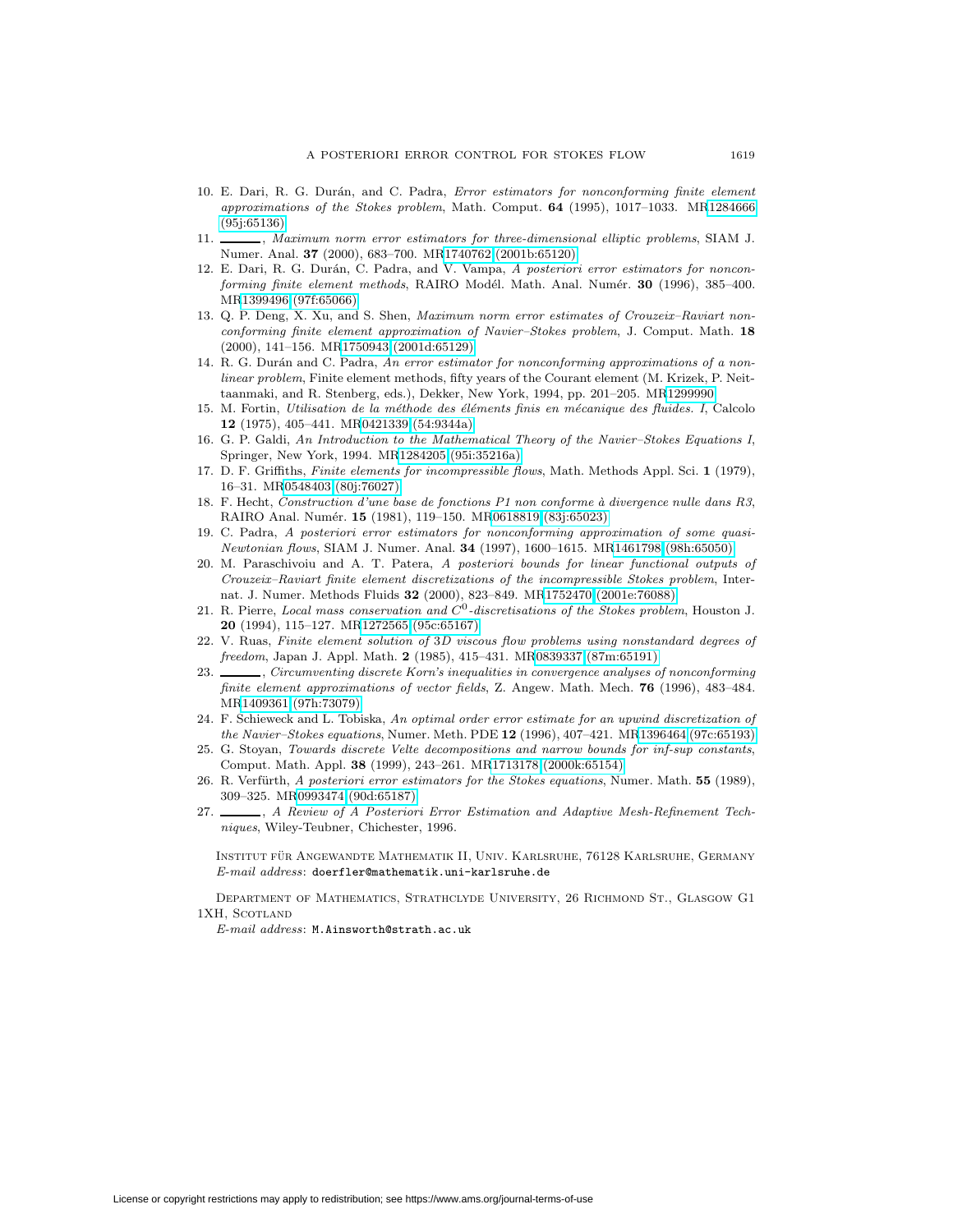10. E. Dari, R. G. Durán, and C. Padra, *Error estimators for nonconforming finite element approximations of the Stokes problem*, Math. Comput. **64** (1995), 1017–1033. MR1284666 (95j:65136)
11. ______, *Maximum norm error estimators for three-dimensional elliptic problems*, SIAM J. Numer. Anal. **37** (2000), 683–700. MR1740762 (2001b:65120)
12. E. Dari, R. G. Durán, C. Padra, and V. Vampa, *A posteriori error estimators for nonconforming finite element methods*, RAIRO Modél. Math. Anal. Numér. **30** (1996), 385–400. MR1399496 (97f:65066)
13. Q. P. Deng, X. Xu, and S. Shen, *Maximum norm error estimates of Crouzeix–Raviart nonconforming finite element approximation of Navier–Stokes problem*, J. Comput. Math. **18** (2000), 141–156. MR1750943 (2001d:65129)
14. R. G. Durán and C. Padra, *An error estimator for nonconforming approximations of a nonlinear problem*, Finite element methods, fifty years of the Courant element (M. Krizek, P. Neittaanmaki, and R. Stenberg, eds.), Dekker, New York, 1994, pp. 201–205. MR1299990
15. M. Fortin, *Utilisation de la méthode des éléments finis en mécanique des fluides. I*, Calcolo **12** (1975), 405–441. MR0421339 (54:9344a)
16. G. P. Galdi, *An Introduction to the Mathematical Theory of the Navier–Stokes Equations I*, Springer, New York, 1994. MR1284205 (95i:35216a)
17. D. F. Griffiths, *Finite elements for incompressible flows*, Math. Methods Appl. Sci. **1** (1979), 16–31. MR0548403 (80j:76027)
18. F. Hecht, *Construction d'une base de fonctions P1 non conforme à divergence nulle dans R3*, RAIRO Anal. Numér. **15** (1981), 119–150. MR0618819 (83j:65023)
19. C. Padra, *A posteriori error estimators for nonconforming approximation of some quasi-Newtonian flows*, SIAM J. Numer. Anal. **34** (1997), 1600–1615. MR1461798 (98h:65050)
20. M. Paraschivoiu and A. T. Patera, *A posteriori bounds for linear functional outputs of Crouzeix–Raviart finite element discretizations of the incompressible Stokes problem*, Internat. J. Numer. Methods Fluids **32** (2000), 823–849. MR1752470 (2001e:76088)
21. R. Pierre, *Local mass conservation and $C^0$-discretisations of the Stokes problem*, Houston J. **20** (1994), 115–127. MR1272565 (95c:65167)
22. V. Ruas, *Finite element solution of 3D viscous flow problems using nonstandard degrees of freedom*, Japan J. Appl. Math. **2** (1985), 415–431. MR0839337 (87m:65191)
23. ______, *Circumventing discrete Korn's inequalities in convergence analyses of nonconforming finite element approximations of vector fields*, Z. Angew. Math. Mech. **76** (1996), 483–484. MR1409361 (97h:73079)
24. F. Schieweck and L. Tobiska, *An optimal order error estimate for an upwind discretization of the Navier–Stokes equations*, Numer. Meth. PDE **12** (1996), 407–421. MR1396464 (97c:65193)
25. G. Stoyan, *Towards discrete Velte decompositions and narrow bounds for inf-sup constants*, Comput. Math. Appl. **38** (1999), 243–261. MR1713178 (2000k:65154)
26. R. Verfürth, *A posteriori error estimators for the Stokes equations*, Numer. Math. **55** (1989), 309–325. MR0993474 (90d:65187)
27. ______, *A Review of A Posteriori Error Estimation and Adaptive Mesh-Refinement Techniques*, Wiley-Teubner, Chichester, 1996.

Institut für Angewandte Mathematik II, Univ. Karlsruhe, 76128 Karlsruhe, Germany
*E-mail address*: doerfler@mathematik.uni-karlsruhe.de

Department of Mathematics, Strathclyde University, 26 Richmond St., Glasgow G1 1XH, Scotland
*E-mail address*: M.Ainsworth@strath.ac.uk